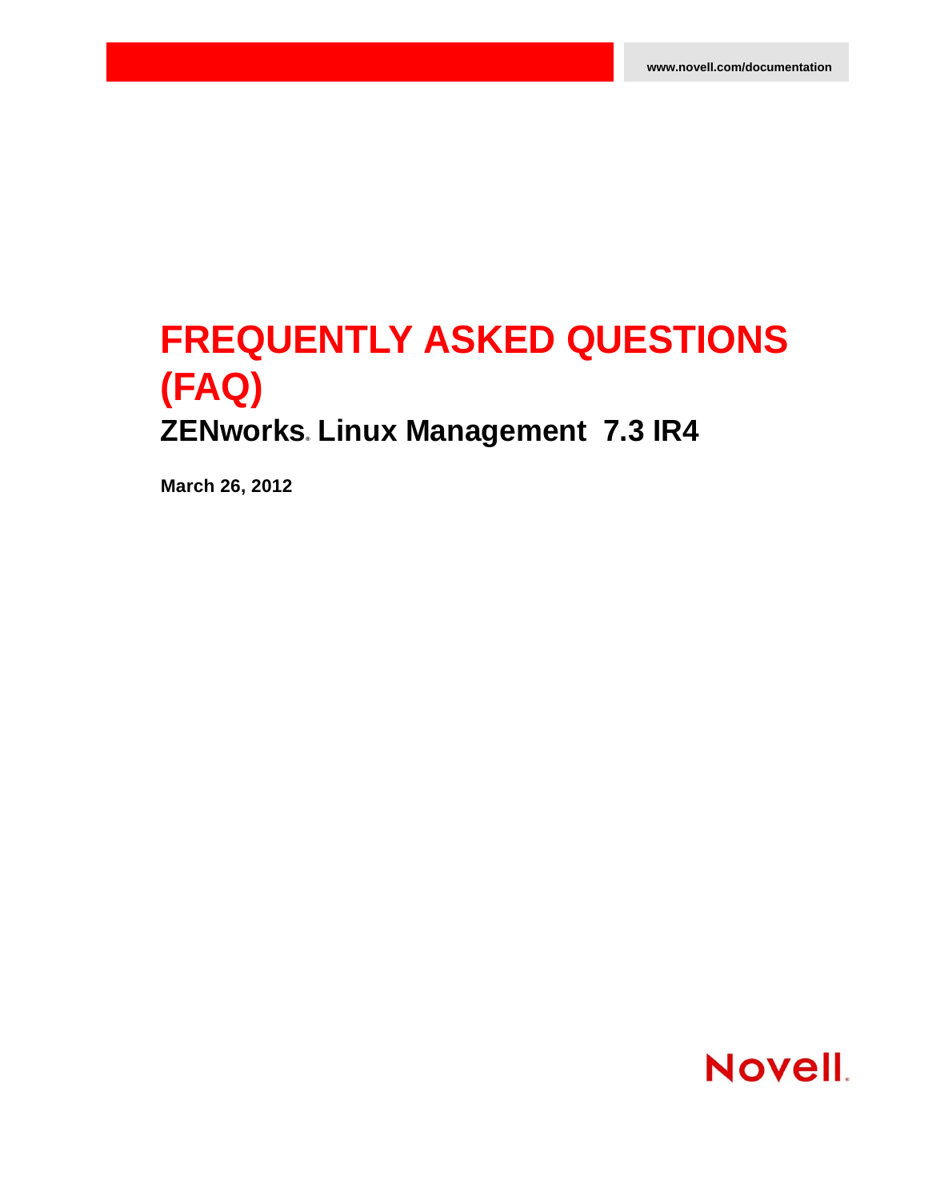www.novell.com/documentation

# FREQUENTLY ASKED QUESTIONS (FAQ)

## ZENworks® Linux Management 7.3 IR4

**March 26, 2012**

Novell®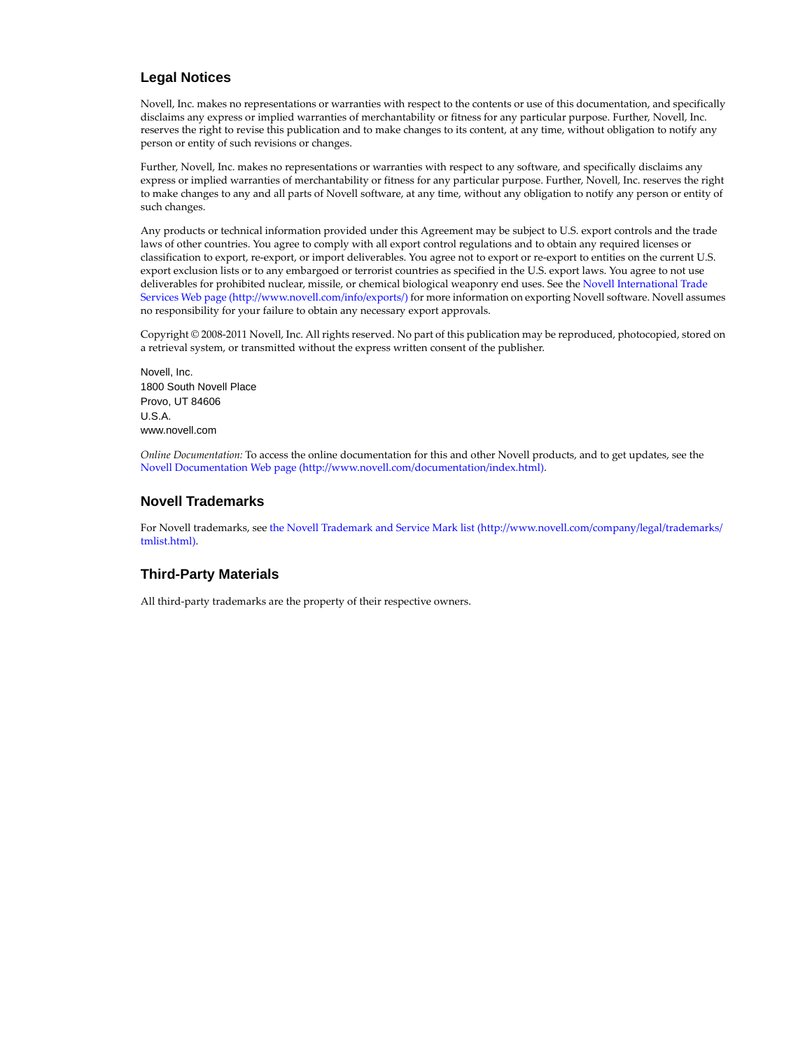## Legal Notices

Novell, Inc. makes no representations or warranties with respect to the contents or use of this documentation, and specifically disclaims any express or implied warranties of merchantability or fitness for any particular purpose. Further, Novell, Inc. reserves the right to revise this publication and to make changes to its content, at any time, without obligation to notify any person or entity of such revisions or changes.

Further, Novell, Inc. makes no representations or warranties with respect to any software, and specifically disclaims any express or implied warranties of merchantability or fitness for any particular purpose. Further, Novell, Inc. reserves the right to make changes to any and all parts of Novell software, at any time, without any obligation to notify any person or entity of such changes.

Any products or technical information provided under this Agreement may be subject to U.S. export controls and the trade laws of other countries. You agree to comply with all export control regulations and to obtain any required licenses or classification to export, re-export, or import deliverables. You agree not to export or re-export to entities on the current U.S. export exclusion lists or to any embargoed or terrorist countries as specified in the U.S. export laws. You agree to not use deliverables for prohibited nuclear, missile, or chemical biological weaponry end uses. See the Novell International Trade Services Web page (http://www.novell.com/info/exports/) for more information on exporting Novell software. Novell assumes no responsibility for your failure to obtain any necessary export approvals.

Copyright © 2008-2011 Novell, Inc. All rights reserved. No part of this publication may be reproduced, photocopied, stored on a retrieval system, or transmitted without the express written consent of the publisher.

Novell, Inc.
1800 South Novell Place
Provo, UT 84606
U.S.A.
www.novell.com

*Online Documentation:* To access the online documentation for this and other Novell products, and to get updates, see the Novell Documentation Web page (http://www.novell.com/documentation/index.html).

## Novell Trademarks

For Novell trademarks, see the Novell Trademark and Service Mark list (http://www.novell.com/company/legal/trademarks/tmlist.html).

## Third-Party Materials

All third-party trademarks are the property of their respective owners.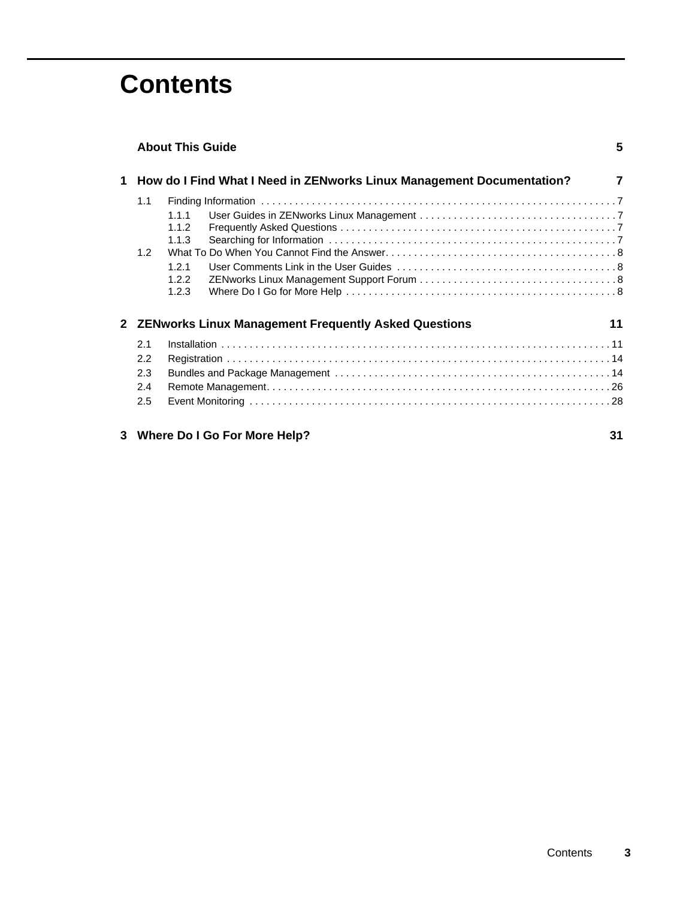# Contents

**About This Guide** 5

**1 How do I Find What I Need in ZENworks Linux Management Documentation?** 7

- 1.1 Finding Information . . . . . . . . . . 7
  - 1.1.1 User Guides in ZENworks Linux Management . . . . . . . . . . 7
  - 1.1.2 Frequently Asked Questions . . . . . . . . . . 7
  - 1.1.3 Searching for Information . . . . . . . . . . 7
- 1.2 What To Do When You Cannot Find the Answer. . . . . . . . . . 8
  - 1.2.1 User Comments Link in the User Guides . . . . . . . . . . 8
  - 1.2.2 ZENworks Linux Management Support Forum . . . . . . . . . . 8
  - 1.2.3 Where Do I Go for More Help . . . . . . . . . . 8

**2 ZENworks Linux Management Frequently Asked Questions** 11

- 2.1 Installation . . . . . . . . . . 11
- 2.2 Registration . . . . . . . . . . 14
- 2.3 Bundles and Package Management . . . . . . . . . . 14
- 2.4 Remote Management. . . . . . . . . . . 26
- 2.5 Event Monitoring . . . . . . . . . . 28

**3 Where Do I Go For More Help?** 31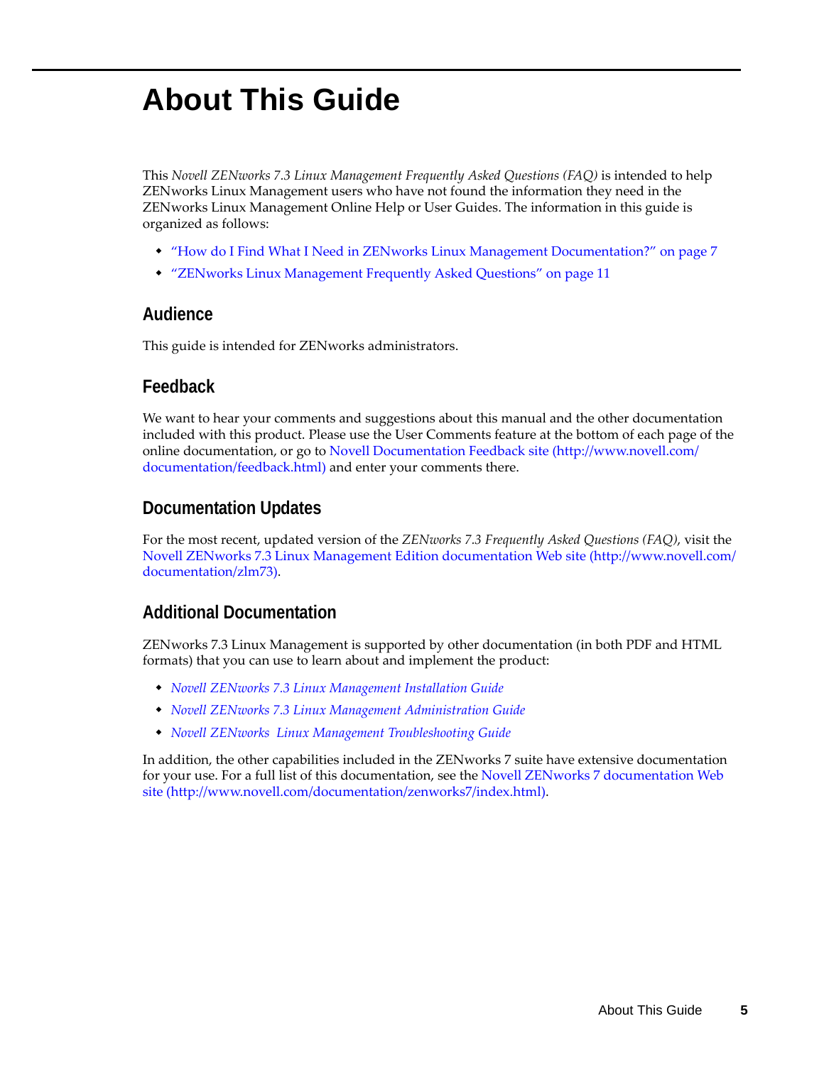# About This Guide

This *Novell ZENworks 7.3 Linux Management Frequently Asked Questions (FAQ)* is intended to help ZENworks Linux Management users who have not found the information they need in the ZENworks Linux Management Online Help or User Guides. The information in this guide is organized as follows:

- "How do I Find What I Need in ZENworks Linux Management Documentation?" on page 7
- "ZENworks Linux Management Frequently Asked Questions" on page 11

## Audience

This guide is intended for ZENworks administrators.

## Feedback

We want to hear your comments and suggestions about this manual and the other documentation included with this product. Please use the User Comments feature at the bottom of each page of the online documentation, or go to Novell Documentation Feedback site (http://www.novell.com/documentation/feedback.html) and enter your comments there.

## Documentation Updates

For the most recent, updated version of the *ZENworks 7.3 Frequently Asked Questions (FAQ)*, visit the Novell ZENworks 7.3 Linux Management Edition documentation Web site (http://www.novell.com/documentation/zlm73).

## Additional Documentation

ZENworks 7.3 Linux Management is supported by other documentation (in both PDF and HTML formats) that you can use to learn about and implement the product:

- *Novell ZENworks 7.3 Linux Management Installation Guide*
- *Novell ZENworks 7.3 Linux Management Administration Guide*
- *Novell ZENworks  Linux Management Troubleshooting Guide*

In addition, the other capabilities included in the ZENworks 7 suite have extensive documentation for your use. For a full list of this documentation, see the Novell ZENworks 7 documentation Web site (http://www.novell.com/documentation/zenworks7/index.html).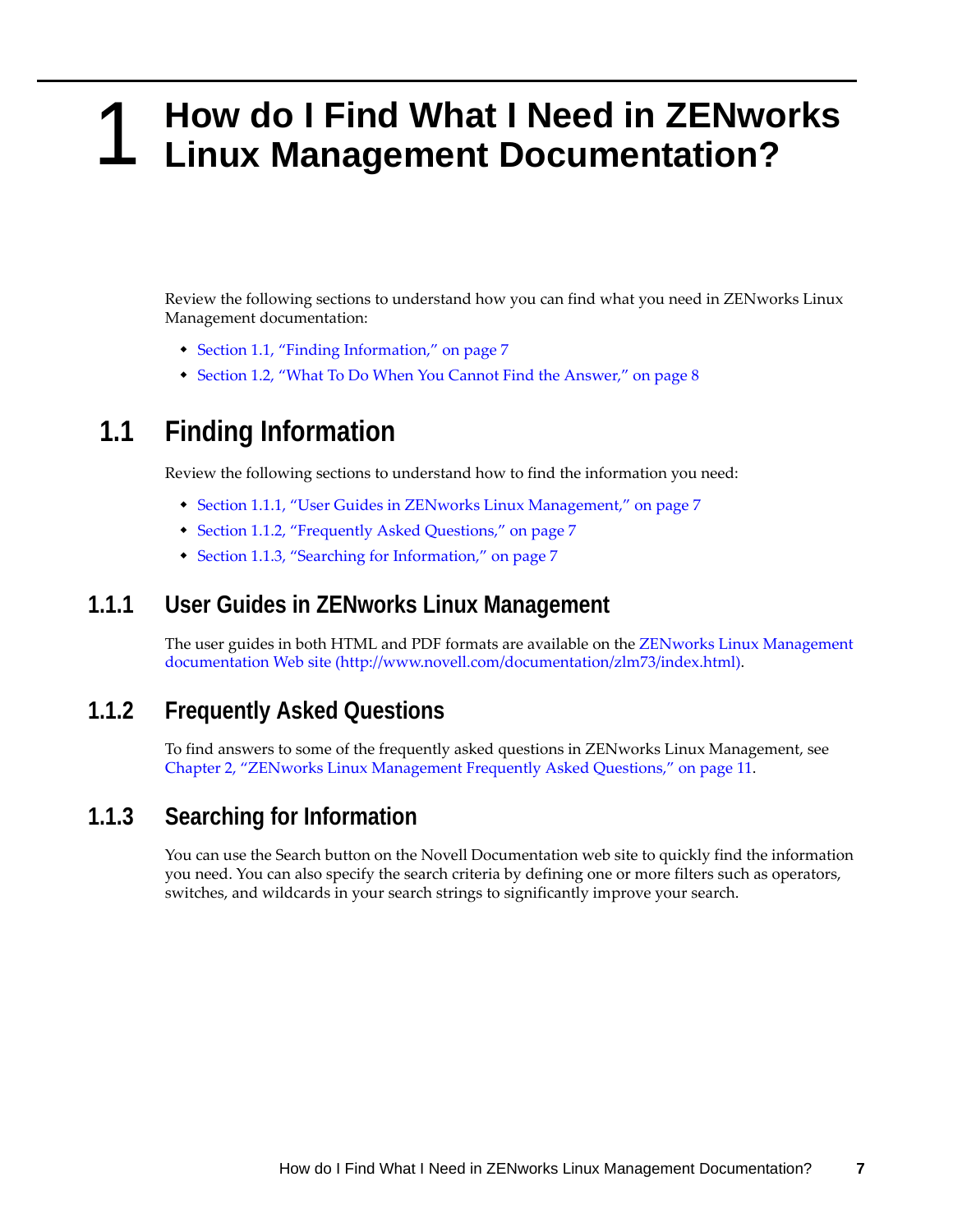# 1 How do I Find What I Need in ZENworks Linux Management Documentation?

Review the following sections to understand how you can find what you need in ZENworks Linux Management documentation:

- Section 1.1, "Finding Information," on page 7
- Section 1.2, "What To Do When You Cannot Find the Answer," on page 8

## 1.1 Finding Information

Review the following sections to understand how to find the information you need:

- Section 1.1.1, "User Guides in ZENworks Linux Management," on page 7
- Section 1.1.2, "Frequently Asked Questions," on page 7
- Section 1.1.3, "Searching for Information," on page 7

### 1.1.1 User Guides in ZENworks Linux Management

The user guides in both HTML and PDF formats are available on the ZENworks Linux Management documentation Web site (http://www.novell.com/documentation/zlm73/index.html).

### 1.1.2 Frequently Asked Questions

To find answers to some of the frequently asked questions in ZENworks Linux Management, see Chapter 2, "ZENworks Linux Management Frequently Asked Questions," on page 11.

### 1.1.3 Searching for Information

You can use the Search button on the Novell Documentation web site to quickly find the information you need. You can also specify the search criteria by defining one or more filters such as operators, switches, and wildcards in your search strings to significantly improve your search.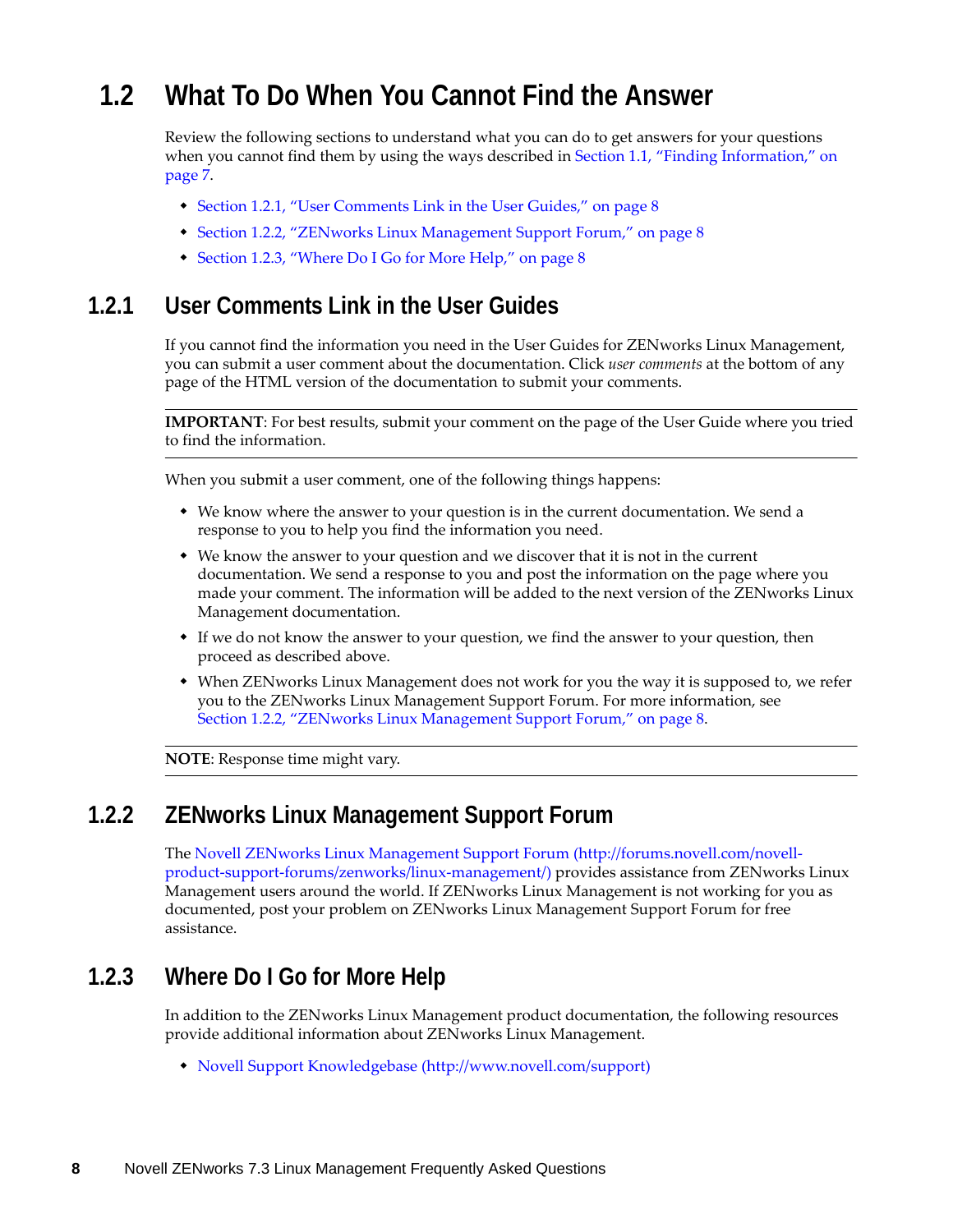## 1.2 What To Do When You Cannot Find the Answer

Review the following sections to understand what you can do to get answers for your questions when you cannot find them by using the ways described in Section 1.1, "Finding Information," on page 7.

- Section 1.2.1, "User Comments Link in the User Guides," on page 8
- Section 1.2.2, "ZENworks Linux Management Support Forum," on page 8
- Section 1.2.3, "Where Do I Go for More Help," on page 8

### 1.2.1 User Comments Link in the User Guides

If you cannot find the information you need in the User Guides for ZENworks Linux Management, you can submit a user comment about the documentation. Click *user comments* at the bottom of any page of the HTML version of the documentation to submit your comments.

**IMPORTANT**: For best results, submit your comment on the page of the User Guide where you tried to find the information.

When you submit a user comment, one of the following things happens:

- We know where the answer to your question is in the current documentation. We send a response to you to help you find the information you need.
- We know the answer to your question and we discover that it is not in the current documentation. We send a response to you and post the information on the page where you made your comment. The information will be added to the next version of the ZENworks Linux Management documentation.
- If we do not know the answer to your question, we find the answer to your question, then proceed as described above.
- When ZENworks Linux Management does not work for you the way it is supposed to, we refer you to the ZENworks Linux Management Support Forum. For more information, see Section 1.2.2, "ZENworks Linux Management Support Forum," on page 8.

**NOTE**: Response time might vary.

### 1.2.2 ZENworks Linux Management Support Forum

The Novell ZENworks Linux Management Support Forum (http://forums.novell.com/novell-product-support-forums/zenworks/linux-management/) provides assistance from ZENworks Linux Management users around the world. If ZENworks Linux Management is not working for you as documented, post your problem on ZENworks Linux Management Support Forum for free assistance.

### 1.2.3 Where Do I Go for More Help

In addition to the ZENworks Linux Management product documentation, the following resources provide additional information about ZENworks Linux Management.

- Novell Support Knowledgebase (http://www.novell.com/support)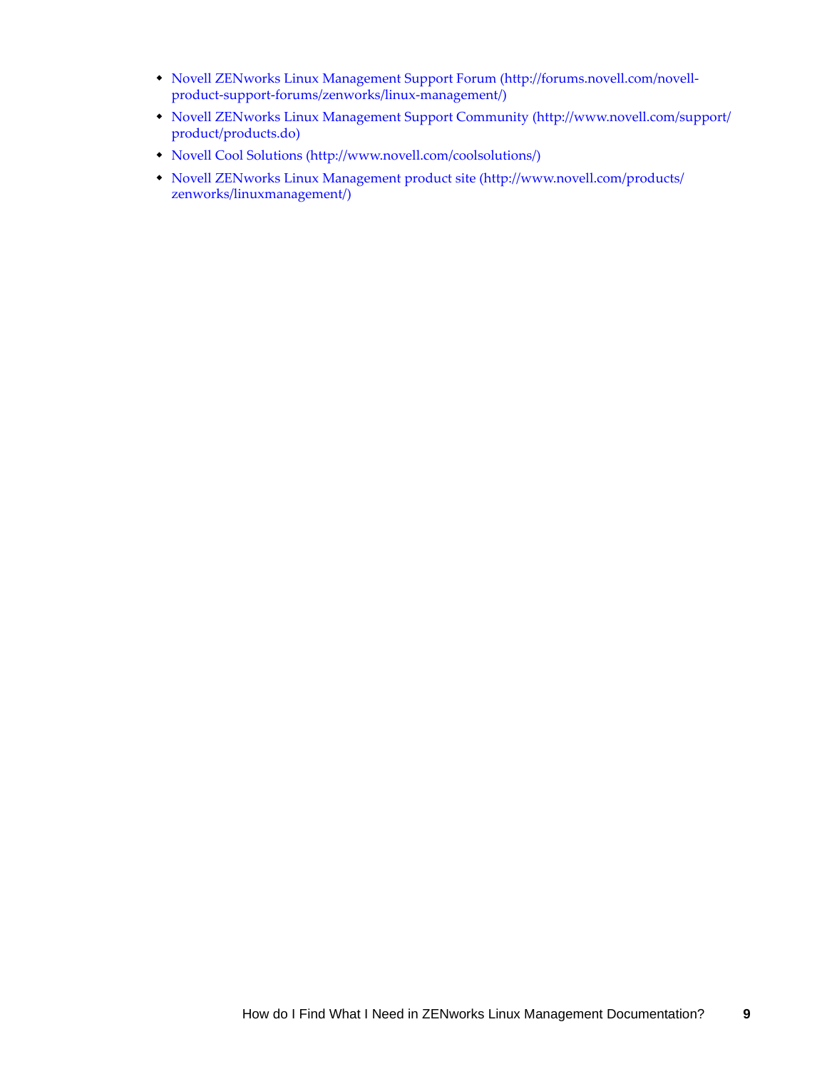- Novell ZENworks Linux Management Support Forum (http://forums.novell.com/novell-product-support-forums/zenworks/linux-management/)
- Novell ZENworks Linux Management Support Community (http://www.novell.com/support/product/products.do)
- Novell Cool Solutions (http://www.novell.com/coolsolutions/)
- Novell ZENworks Linux Management product site (http://www.novell.com/products/zenworks/linuxmanagement/)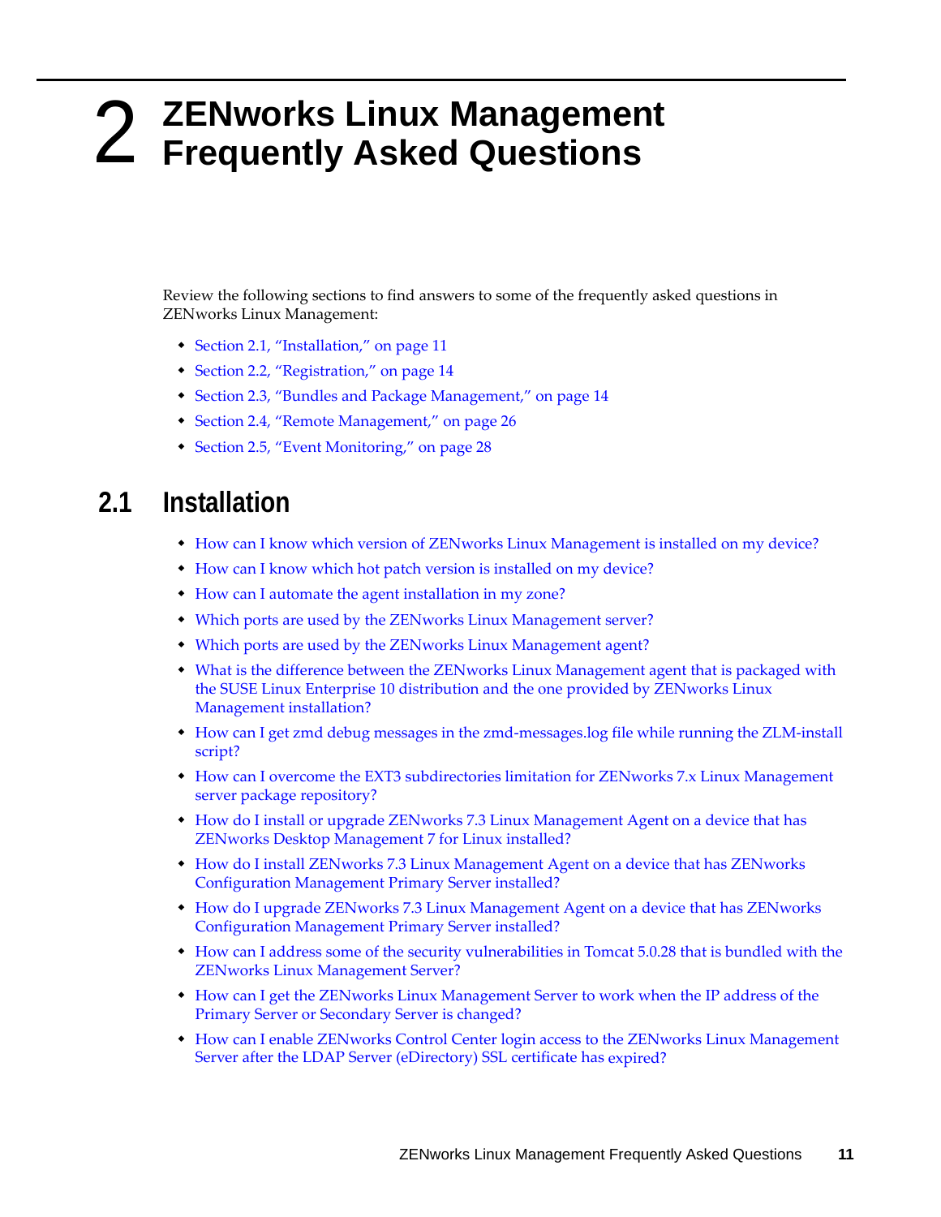# 2 ZENworks Linux Management Frequently Asked Questions

Review the following sections to find answers to some of the frequently asked questions in ZENworks Linux Management:

- Section 2.1, "Installation," on page 11
- Section 2.2, "Registration," on page 14
- Section 2.3, "Bundles and Package Management," on page 14
- Section 2.4, "Remote Management," on page 26
- Section 2.5, "Event Monitoring," on page 28

## 2.1 Installation

- How can I know which version of ZENworks Linux Management is installed on my device?
- How can I know which hot patch version is installed on my device?
- How can I automate the agent installation in my zone?
- Which ports are used by the ZENworks Linux Management server?
- Which ports are used by the ZENworks Linux Management agent?
- What is the difference between the ZENworks Linux Management agent that is packaged with the SUSE Linux Enterprise 10 distribution and the one provided by ZENworks Linux Management installation?
- How can I get zmd debug messages in the zmd-messages.log file while running the ZLM-install script?
- How can I overcome the EXT3 subdirectories limitation for ZENworks 7.x Linux Management server package repository?
- How do I install or upgrade ZENworks 7.3 Linux Management Agent on a device that has ZENworks Desktop Management 7 for Linux installed?
- How do I install ZENworks 7.3 Linux Management Agent on a device that has ZENworks Configuration Management Primary Server installed?
- How do I upgrade ZENworks 7.3 Linux Management Agent on a device that has ZENworks Configuration Management Primary Server installed?
- How can I address some of the security vulnerabilities in Tomcat 5.0.28 that is bundled with the ZENworks Linux Management Server?
- How can I get the ZENworks Linux Management Server to work when the IP address of the Primary Server or Secondary Server is changed?
- How can I enable ZENworks Control Center login access to the ZENworks Linux Management Server after the LDAP Server (eDirectory) SSL certificate has expired?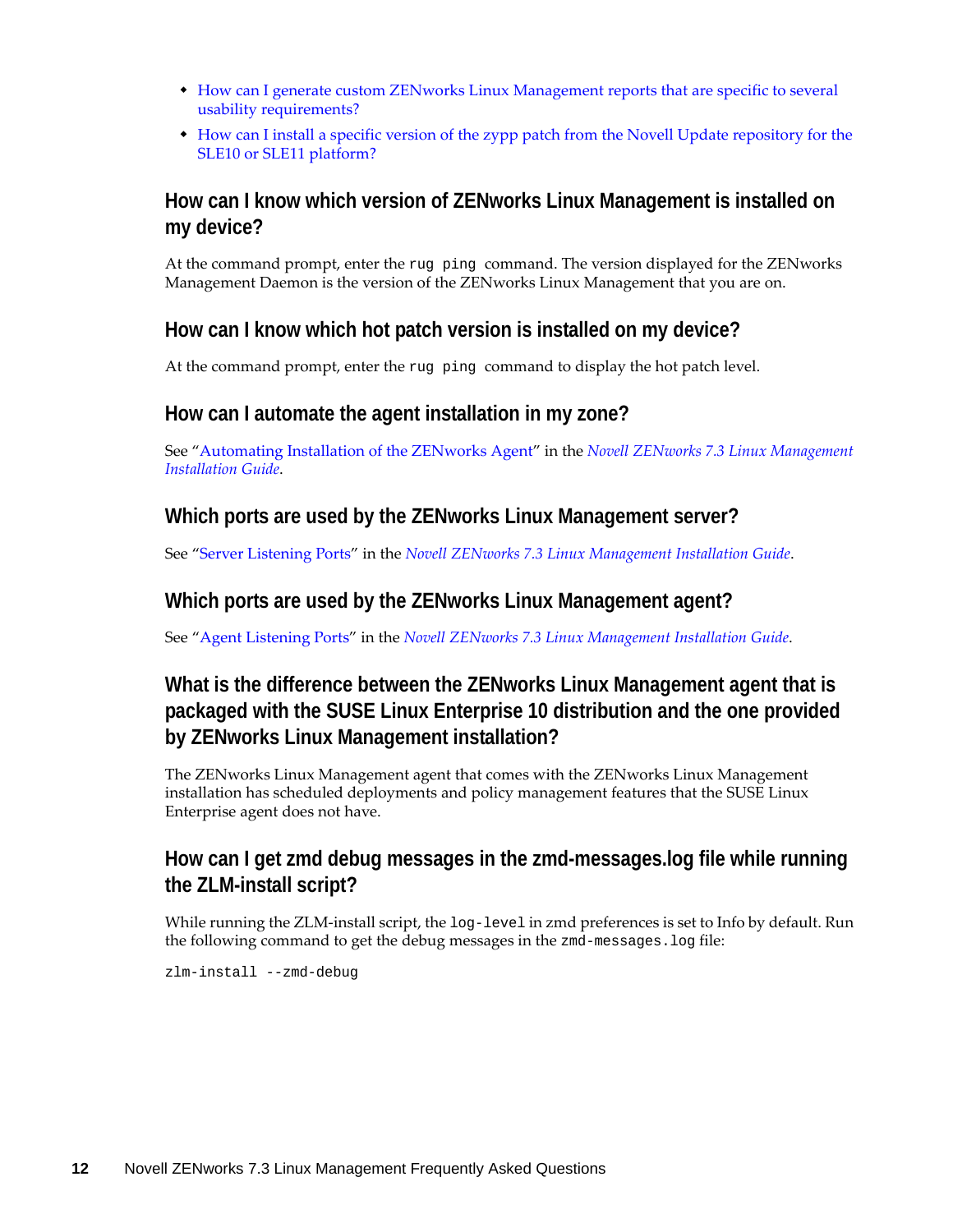- How can I generate custom ZENworks Linux Management reports that are specific to several usability requirements?
- How can I install a specific version of the zypp patch from the Novell Update repository for the SLE10 or SLE11 platform?

## How can I know which version of ZENworks Linux Management is installed on my device?

At the command prompt, enter the `rug ping` command. The version displayed for the ZENworks Management Daemon is the version of the ZENworks Linux Management that you are on.

## How can I know which hot patch version is installed on my device?

At the command prompt, enter the `rug ping` command to display the hot patch level.

## How can I automate the agent installation in my zone?

See "Automating Installation of the ZENworks Agent" in the *Novell ZENworks 7.3 Linux Management Installation Guide*.

## Which ports are used by the ZENworks Linux Management server?

See "Server Listening Ports" in the *Novell ZENworks 7.3 Linux Management Installation Guide*.

## Which ports are used by the ZENworks Linux Management agent?

See "Agent Listening Ports" in the *Novell ZENworks 7.3 Linux Management Installation Guide*.

## What is the difference between the ZENworks Linux Management agent that is packaged with the SUSE Linux Enterprise 10 distribution and the one provided by ZENworks Linux Management installation?

The ZENworks Linux Management agent that comes with the ZENworks Linux Management installation has scheduled deployments and policy management features that the SUSE Linux Enterprise agent does not have.

## How can I get zmd debug messages in the zmd-messages.log file while running the ZLM-install script?

While running the ZLM-install script, the `log-level` in zmd preferences is set to Info by default. Run the following command to get the debug messages in the `zmd-messages.log` file:

```
zlm-install --zmd-debug
```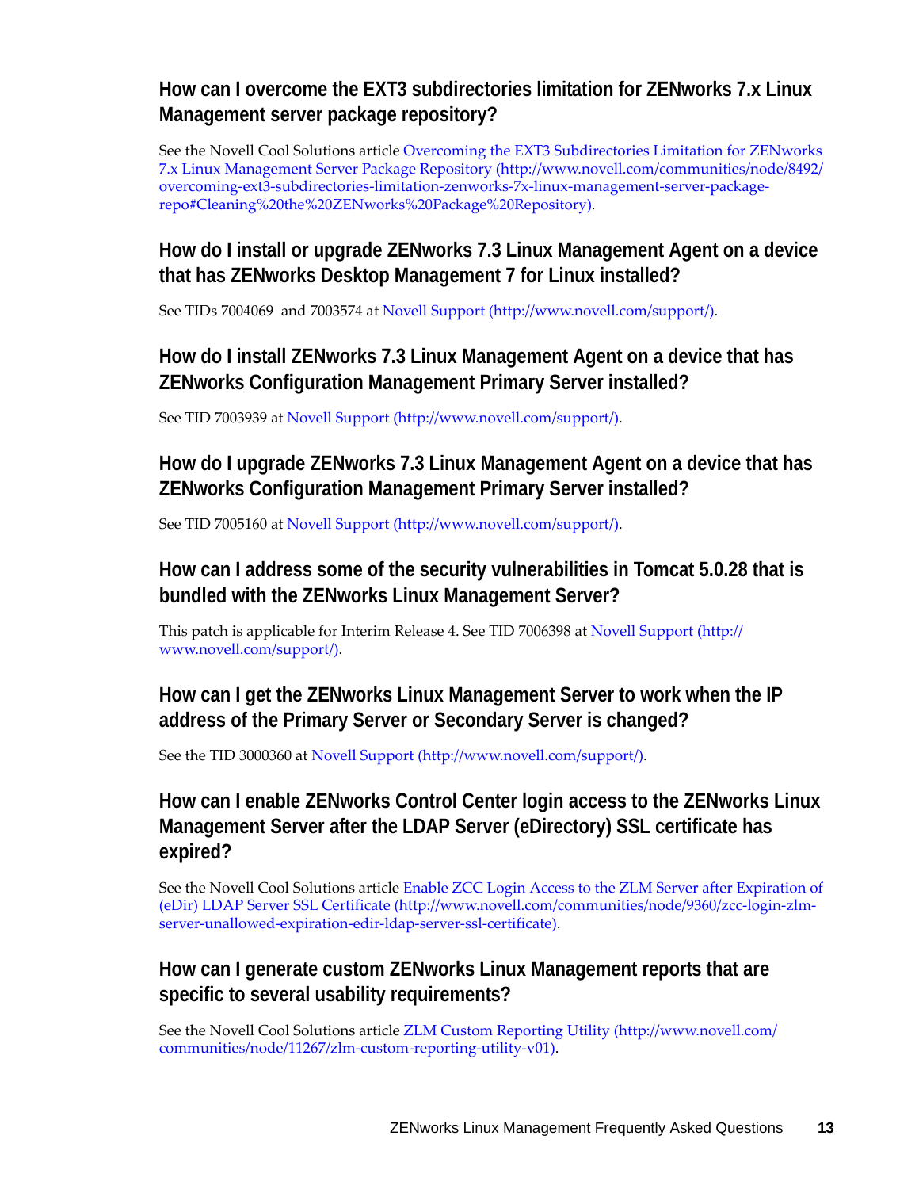### How can I overcome the EXT3 subdirectories limitation for ZENworks 7.x Linux Management server package repository?

See the Novell Cool Solutions article Overcoming the EXT3 Subdirectories Limitation for ZENworks 7.x Linux Management Server Package Repository (http://www.novell.com/communities/node/8492/overcoming-ext3-subdirectories-limitation-zenworks-7x-linux-management-server-package-repo#Cleaning%20the%20ZENworks%20Package%20Repository).

### How do I install or upgrade ZENworks 7.3 Linux Management Agent on a device that has ZENworks Desktop Management 7 for Linux installed?

See TIDs 7004069 and 7003574 at Novell Support (http://www.novell.com/support/).

### How do I install ZENworks 7.3 Linux Management Agent on a device that has ZENworks Configuration Management Primary Server installed?

See TID 7003939 at Novell Support (http://www.novell.com/support/).

### How do I upgrade ZENworks 7.3 Linux Management Agent on a device that has ZENworks Configuration Management Primary Server installed?

See TID 7005160 at Novell Support (http://www.novell.com/support/).

### How can I address some of the security vulnerabilities in Tomcat 5.0.28 that is bundled with the ZENworks Linux Management Server?

This patch is applicable for Interim Release 4. See TID 7006398 at Novell Support (http://www.novell.com/support/).

### How can I get the ZENworks Linux Management Server to work when the IP address of the Primary Server or Secondary Server is changed?

See the TID 3000360 at Novell Support (http://www.novell.com/support/).

### How can I enable ZENworks Control Center login access to the ZENworks Linux Management Server after the LDAP Server (eDirectory) SSL certificate has expired?

See the Novell Cool Solutions article Enable ZCC Login Access to the ZLM Server after Expiration of (eDir) LDAP Server SSL Certificate (http://www.novell.com/communities/node/9360/zcc-login-zlm-server-unallowed-expiration-edir-ldap-server-ssl-certificate).

### How can I generate custom ZENworks Linux Management reports that are specific to several usability requirements?

See the Novell Cool Solutions article ZLM Custom Reporting Utility (http://www.novell.com/communities/node/11267/zlm-custom-reporting-utility-v01).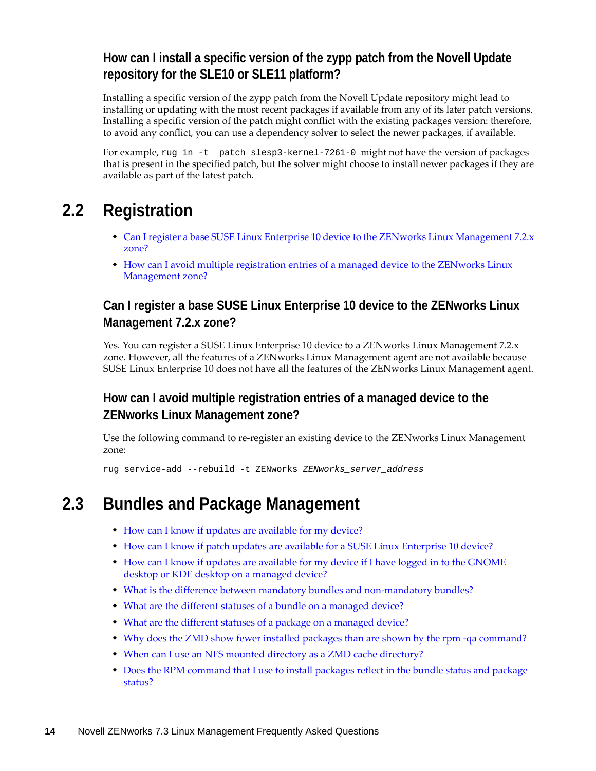### How can I install a specific version of the zypp patch from the Novell Update repository for the SLE10 or SLE11 platform?

Installing a specific version of the zypp patch from the Novell Update repository might lead to installing or updating with the most recent packages if available from any of its later patch versions. Installing a specific version of the patch might conflict with the existing packages version: therefore, to avoid any conflict, you can use a dependency solver to select the newer packages, if available.

For example, `rug in -t  patch slesp3-kernel-7261-0` might not have the version of packages that is present in the specified patch, but the solver might choose to install newer packages if they are available as part of the latest patch.

## 2.2 Registration

- Can I register a base SUSE Linux Enterprise 10 device to the ZENworks Linux Management 7.2.x zone?
- How can I avoid multiple registration entries of a managed device to the ZENworks Linux Management zone?

### Can I register a base SUSE Linux Enterprise 10 device to the ZENworks Linux Management 7.2.x zone?

Yes. You can register a SUSE Linux Enterprise 10 device to a ZENworks Linux Management 7.2.x zone. However, all the features of a ZENworks Linux Management agent are not available because SUSE Linux Enterprise 10 does not have all the features of the ZENworks Linux Management agent.

### How can I avoid multiple registration entries of a managed device to the ZENworks Linux Management zone?

Use the following command to re-register an existing device to the ZENworks Linux Management zone:

```
rug service-add --rebuild -t ZENworks ZENworks_server_address
```

## 2.3 Bundles and Package Management

- How can I know if updates are available for my device?
- How can I know if patch updates are available for a SUSE Linux Enterprise 10 device?
- How can I know if updates are available for my device if I have logged in to the GNOME desktop or KDE desktop on a managed device?
- What is the difference between mandatory bundles and non-mandatory bundles?
- What are the different statuses of a bundle on a managed device?
- What are the different statuses of a package on a managed device?
- Why does the ZMD show fewer installed packages than are shown by the rpm -qa command?
- When can I use an NFS mounted directory as a ZMD cache directory?
- Does the RPM command that I use to install packages reflect in the bundle status and package status?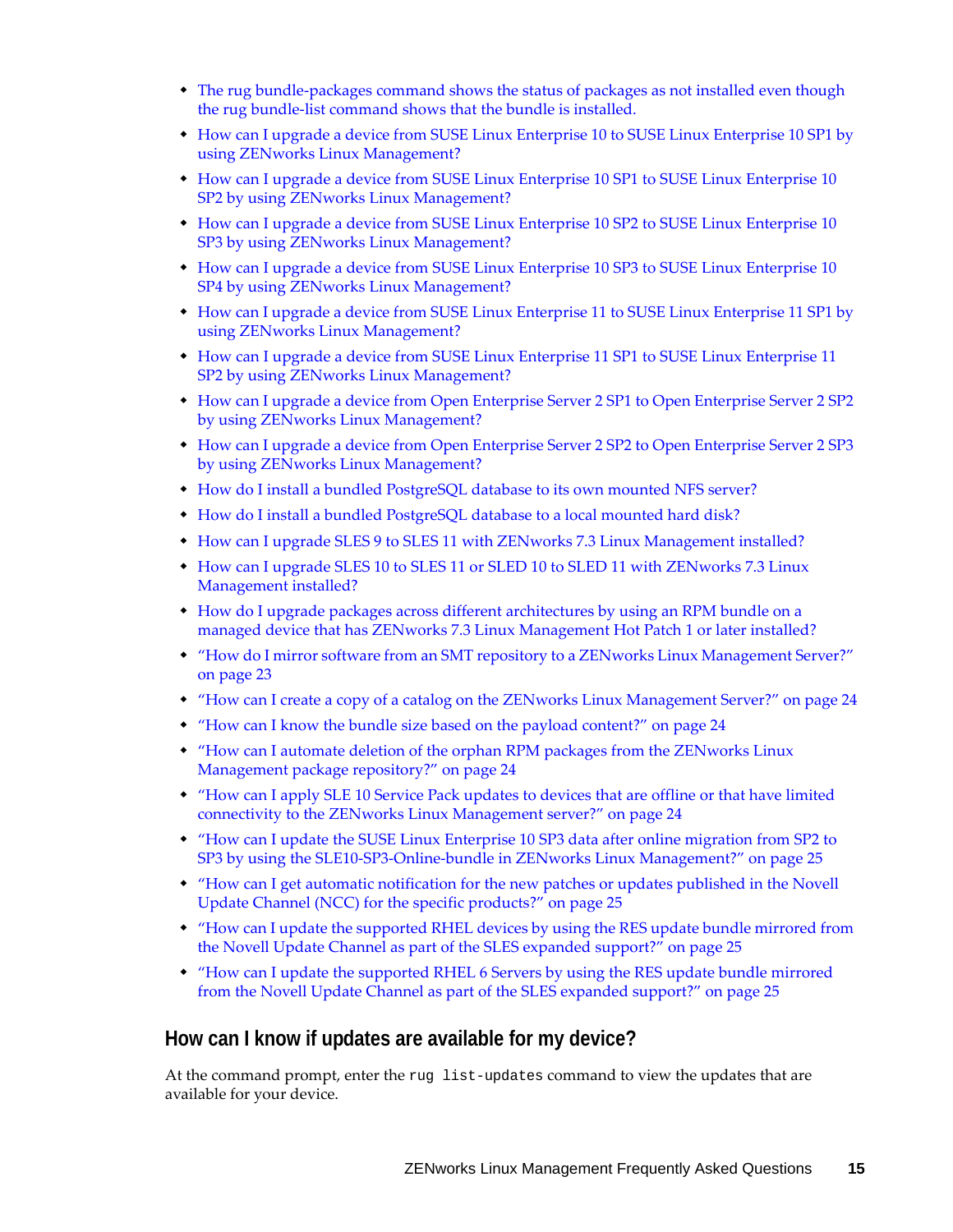- The rug bundle-packages command shows the status of packages as not installed even though the rug bundle-list command shows that the bundle is installed.
- How can I upgrade a device from SUSE Linux Enterprise 10 to SUSE Linux Enterprise 10 SP1 by using ZENworks Linux Management?
- How can I upgrade a device from SUSE Linux Enterprise 10 SP1 to SUSE Linux Enterprise 10 SP2 by using ZENworks Linux Management?
- How can I upgrade a device from SUSE Linux Enterprise 10 SP2 to SUSE Linux Enterprise 10 SP3 by using ZENworks Linux Management?
- How can I upgrade a device from SUSE Linux Enterprise 10 SP3 to SUSE Linux Enterprise 10 SP4 by using ZENworks Linux Management?
- How can I upgrade a device from SUSE Linux Enterprise 11 to SUSE Linux Enterprise 11 SP1 by using ZENworks Linux Management?
- How can I upgrade a device from SUSE Linux Enterprise 11 SP1 to SUSE Linux Enterprise 11 SP2 by using ZENworks Linux Management?
- How can I upgrade a device from Open Enterprise Server 2 SP1 to Open Enterprise Server 2 SP2 by using ZENworks Linux Management?
- How can I upgrade a device from Open Enterprise Server 2 SP2 to Open Enterprise Server 2 SP3 by using ZENworks Linux Management?
- How do I install a bundled PostgreSQL database to its own mounted NFS server?
- How do I install a bundled PostgreSQL database to a local mounted hard disk?
- How can I upgrade SLES 9 to SLES 11 with ZENworks 7.3 Linux Management installed?
- How can I upgrade SLES 10 to SLES 11 or SLED 10 to SLED 11 with ZENworks 7.3 Linux Management installed?
- How do I upgrade packages across different architectures by using an RPM bundle on a managed device that has ZENworks 7.3 Linux Management Hot Patch 1 or later installed?
- "How do I mirror software from an SMT repository to a ZENworks Linux Management Server?" on page 23
- "How can I create a copy of a catalog on the ZENworks Linux Management Server?" on page 24
- "How can I know the bundle size based on the payload content?" on page 24
- "How can I automate deletion of the orphan RPM packages from the ZENworks Linux Management package repository?" on page 24
- "How can I apply SLE 10 Service Pack updates to devices that are offline or that have limited connectivity to the ZENworks Linux Management server?" on page 24
- "How can I update the SUSE Linux Enterprise 10 SP3 data after online migration from SP2 to SP3 by using the SLE10-SP3-Online-bundle in ZENworks Linux Management?" on page 25
- "How can I get automatic notification for the new patches or updates published in the Novell Update Channel (NCC) for the specific products?" on page 25
- "How can I update the supported RHEL devices by using the RES update bundle mirrored from the Novell Update Channel as part of the SLES expanded support?" on page 25
- "How can I update the supported RHEL 6 Servers by using the RES update bundle mirrored from the Novell Update Channel as part of the SLES expanded support?" on page 25

## How can I know if updates are available for my device?

At the command prompt, enter the `rug list-updates` command to view the updates that are available for your device.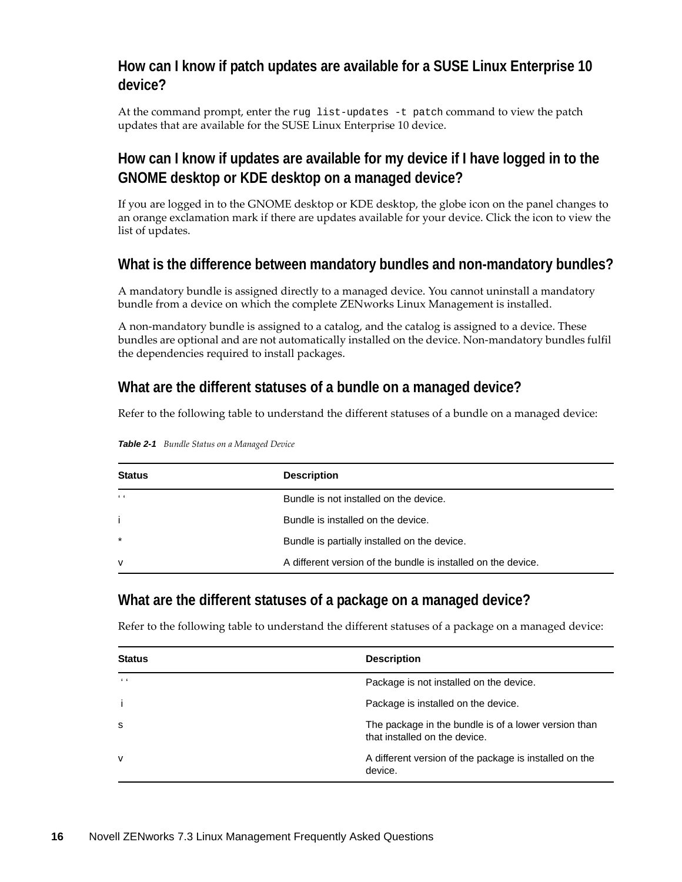### How can I know if patch updates are available for a SUSE Linux Enterprise 10 device?

At the command prompt, enter the `rug list-updates -t patch` command to view the patch updates that are available for the SUSE Linux Enterprise 10 device.

### How can I know if updates are available for my device if I have logged in to the GNOME desktop or KDE desktop on a managed device?

If you are logged in to the GNOME desktop or KDE desktop, the globe icon on the panel changes to an orange exclamation mark if there are updates available for your device. Click the icon to view the list of updates.

### What is the difference between mandatory bundles and non-mandatory bundles?

A mandatory bundle is assigned directly to a managed device. You cannot uninstall a mandatory bundle from a device on which the complete ZENworks Linux Management is installed.

A non-mandatory bundle is assigned to a catalog, and the catalog is assigned to a device. These bundles are optional and are not automatically installed on the device. Non-mandatory bundles fulfil the dependencies required to install packages.

### What are the different statuses of a bundle on a managed device?

Refer to the following table to understand the different statuses of a bundle on a managed device:

***Table 2-1*** *Bundle Status on a Managed Device*

| Status | Description |
| --- | --- |
| ' ' | Bundle is not installed on the device. |
| i | Bundle is installed on the device. |
| * | Bundle is partially installed on the device. |
| v | A different version of the bundle is installed on the device. |

### What are the different statuses of a package on a managed device?

Refer to the following table to understand the different statuses of a package on a managed device:

| Status | Description |
| --- | --- |
| ' ' | Package is not installed on the device. |
| i | Package is installed on the device. |
| s | The package in the bundle is of a lower version than that installed on the device. |
| v | A different version of the package is installed on the device. |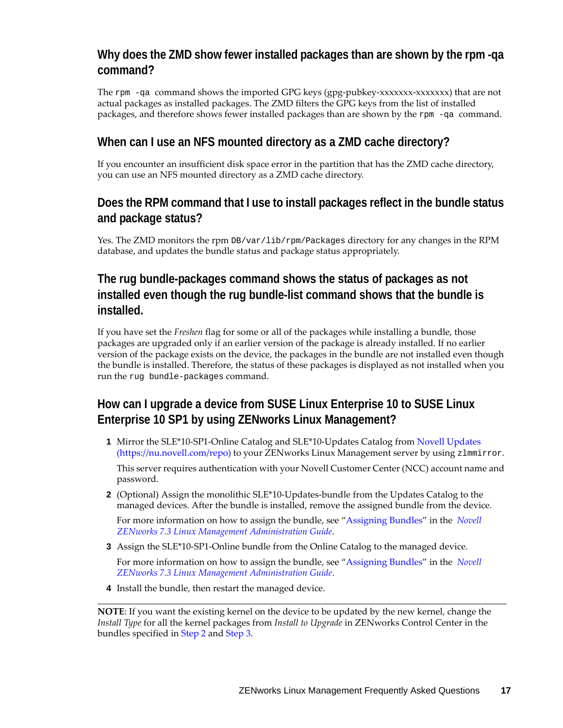## Why does the ZMD show fewer installed packages than are shown by the rpm -qa command?

The `rpm -qa` command shows the imported GPG keys (gpg-pubkey-xxxxxxx-xxxxxxx) that are not actual packages as installed packages. The ZMD filters the GPG keys from the list of installed packages, and therefore shows fewer installed packages than are shown by the `rpm -qa` command.

## When can I use an NFS mounted directory as a ZMD cache directory?

If you encounter an insufficient disk space error in the partition that has the ZMD cache directory, you can use an NFS mounted directory as a ZMD cache directory.

## Does the RPM command that I use to install packages reflect in the bundle status and package status?

Yes. The ZMD monitors the rpm `DB/var/lib/rpm/Packages` directory for any changes in the RPM database, and updates the bundle status and package status appropriately.

## The rug bundle-packages command shows the status of packages as not installed even though the rug bundle-list command shows that the bundle is installed.

If you have set the *Freshen* flag for some or all of the packages while installing a bundle, those packages are upgraded only if an earlier version of the package is already installed. If no earlier version of the package exists on the device, the packages in the bundle are not installed even though the bundle is installed. Therefore, the status of these packages is displayed as not installed when you run the `rug bundle-packages` command.

## How can I upgrade a device from SUSE Linux Enterprise 10 to SUSE Linux Enterprise 10 SP1 by using ZENworks Linux Management?

1. Mirror the SLE*10-SP1-Online Catalog and SLE*10-Updates Catalog from Novell Updates (https://nu.novell.com/repo) to your ZENworks Linux Management server by using `zlmmirror`.

   This server requires authentication with your Novell Customer Center (NCC) account name and password.

2. (Optional) Assign the monolithic SLE*10-Updates-bundle from the Updates Catalog to the managed devices. After the bundle is installed, remove the assigned bundle from the device.

   For more information on how to assign the bundle, see "Assigning Bundles" in the *Novell ZENworks 7.3 Linux Management Administration Guide*.

3. Assign the SLE*10-SP1-Online bundle from the Online Catalog to the managed device.

   For more information on how to assign the bundle, see "Assigning Bundles" in the *Novell ZENworks 7.3 Linux Management Administration Guide*.

4. Install the bundle, then restart the managed device.

**NOTE**: If you want the existing kernel on the device to be updated by the new kernel, change the *Install Type* for all the kernel packages from *Install to Upgrade* in ZENworks Control Center in the bundles specified in Step 2 and Step 3.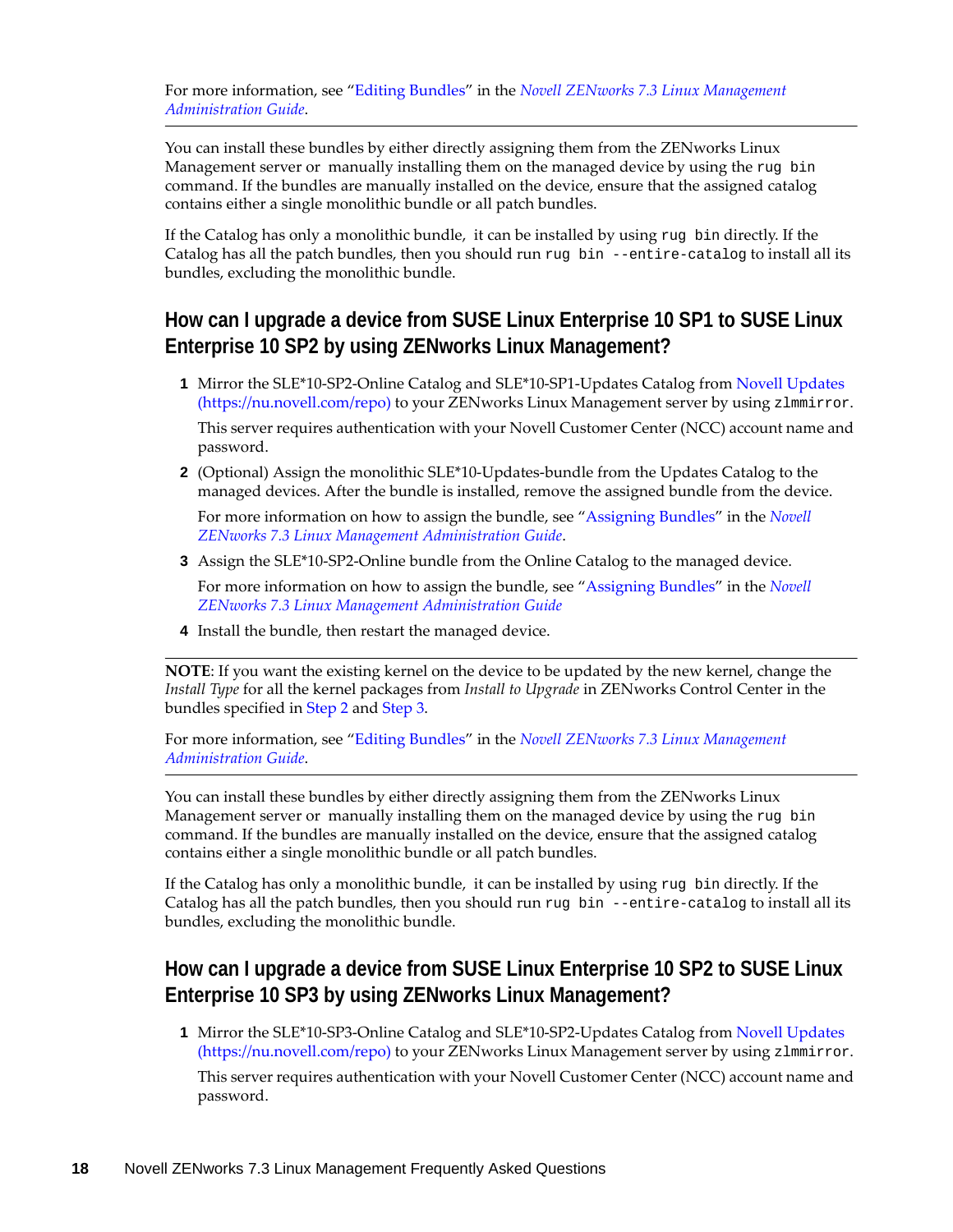For more information, see "Editing Bundles" in the *Novell ZENworks 7.3 Linux Management Administration Guide*.

---

You can install these bundles by either directly assigning them from the ZENworks Linux Management server or manually installing them on the managed device by using the `rug bin` command. If the bundles are manually installed on the device, ensure that the assigned catalog contains either a single monolithic bundle or all patch bundles.

If the Catalog has only a monolithic bundle, it can be installed by using `rug bin` directly. If the Catalog has all the patch bundles, then you should run `rug bin --entire-catalog` to install all its bundles, excluding the monolithic bundle.

## How can I upgrade a device from SUSE Linux Enterprise 10 SP1 to SUSE Linux Enterprise 10 SP2 by using ZENworks Linux Management?

1. Mirror the SLE*10-SP2-Online Catalog and SLE*10-SP1-Updates Catalog from Novell Updates (https://nu.novell.com/repo) to your ZENworks Linux Management server by using `zlmmirror`.

   This server requires authentication with your Novell Customer Center (NCC) account name and password.

2. (Optional) Assign the monolithic SLE*10-Updates-bundle from the Updates Catalog to the managed devices. After the bundle is installed, remove the assigned bundle from the device.

   For more information on how to assign the bundle, see "Assigning Bundles" in the *Novell ZENworks 7.3 Linux Management Administration Guide*.

3. Assign the SLE*10-SP2-Online bundle from the Online Catalog to the managed device.

   For more information on how to assign the bundle, see "Assigning Bundles" in the *Novell ZENworks 7.3 Linux Management Administration Guide*

4. Install the bundle, then restart the managed device.

---

**NOTE**: If you want the existing kernel on the device to be updated by the new kernel, change the *Install Type* for all the kernel packages from *Install to Upgrade* in ZENworks Control Center in the bundles specified in Step 2 and Step 3.

For more information, see "Editing Bundles" in the *Novell ZENworks 7.3 Linux Management Administration Guide*.

---

You can install these bundles by either directly assigning them from the ZENworks Linux Management server or manually installing them on the managed device by using the `rug bin` command. If the bundles are manually installed on the device, ensure that the assigned catalog contains either a single monolithic bundle or all patch bundles.

If the Catalog has only a monolithic bundle, it can be installed by using `rug bin` directly. If the Catalog has all the patch bundles, then you should run `rug bin --entire-catalog` to install all its bundles, excluding the monolithic bundle.

## How can I upgrade a device from SUSE Linux Enterprise 10 SP2 to SUSE Linux Enterprise 10 SP3 by using ZENworks Linux Management?

1. Mirror the SLE*10-SP3-Online Catalog and SLE*10-SP2-Updates Catalog from Novell Updates (https://nu.novell.com/repo) to your ZENworks Linux Management server by using `zlmmirror`.

   This server requires authentication with your Novell Customer Center (NCC) account name and password.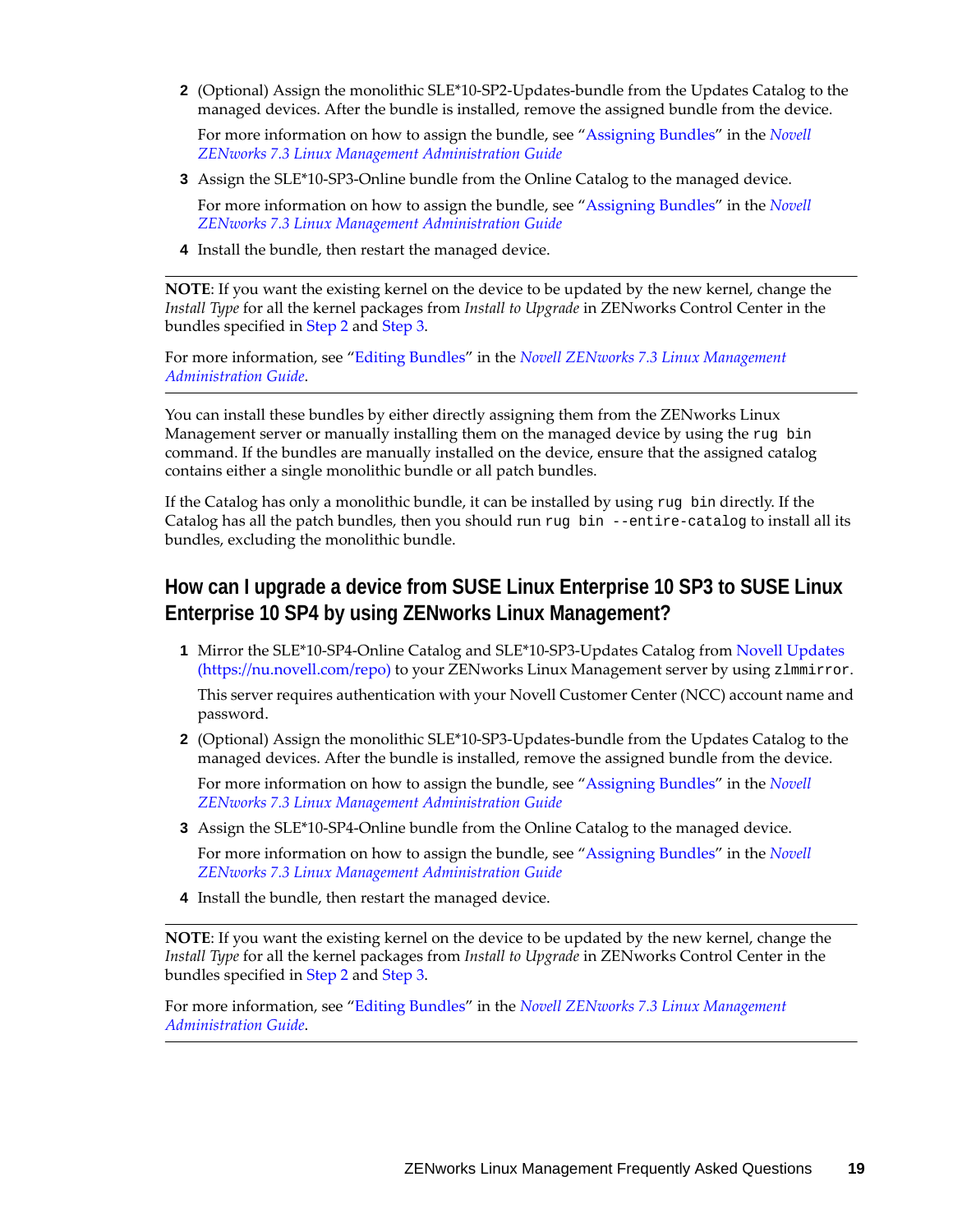2. (Optional) Assign the monolithic SLE*10-SP2-Updates-bundle from the Updates Catalog to the managed devices. After the bundle is installed, remove the assigned bundle from the device.

   For more information on how to assign the bundle, see "Assigning Bundles" in the *Novell ZENworks 7.3 Linux Management Administration Guide*

3. Assign the SLE*10-SP3-Online bundle from the Online Catalog to the managed device.

   For more information on how to assign the bundle, see "Assigning Bundles" in the *Novell ZENworks 7.3 Linux Management Administration Guide*

4. Install the bundle, then restart the managed device.

---

**NOTE**: If you want the existing kernel on the device to be updated by the new kernel, change the *Install Type* for all the kernel packages from *Install to Upgrade* in ZENworks Control Center in the bundles specified in Step 2 and Step 3.

For more information, see "Editing Bundles" in the *Novell ZENworks 7.3 Linux Management Administration Guide*.

---

You can install these bundles by either directly assigning them from the ZENworks Linux Management server or manually installing them on the managed device by using the `rug bin` command. If the bundles are manually installed on the device, ensure that the assigned catalog contains either a single monolithic bundle or all patch bundles.

If the Catalog has only a monolithic bundle, it can be installed by using `rug bin` directly. If the Catalog has all the patch bundles, then you should run `rug bin --entire-catalog` to install all its bundles, excluding the monolithic bundle.

## How can I upgrade a device from SUSE Linux Enterprise 10 SP3 to SUSE Linux Enterprise 10 SP4 by using ZENworks Linux Management?

1. Mirror the SLE*10-SP4-Online Catalog and SLE*10-SP3-Updates Catalog from Novell Updates (https://nu.novell.com/repo) to your ZENworks Linux Management server by using `zlmmirror`.

   This server requires authentication with your Novell Customer Center (NCC) account name and password.

2. (Optional) Assign the monolithic SLE*10-SP3-Updates-bundle from the Updates Catalog to the managed devices. After the bundle is installed, remove the assigned bundle from the device.

   For more information on how to assign the bundle, see "Assigning Bundles" in the *Novell ZENworks 7.3 Linux Management Administration Guide*

3. Assign the SLE*10-SP4-Online bundle from the Online Catalog to the managed device.

   For more information on how to assign the bundle, see "Assigning Bundles" in the *Novell ZENworks 7.3 Linux Management Administration Guide*

4. Install the bundle, then restart the managed device.

---

**NOTE**: If you want the existing kernel on the device to be updated by the new kernel, change the *Install Type* for all the kernel packages from *Install to Upgrade* in ZENworks Control Center in the bundles specified in Step 2 and Step 3.

For more information, see "Editing Bundles" in the *Novell ZENworks 7.3 Linux Management Administration Guide*.

---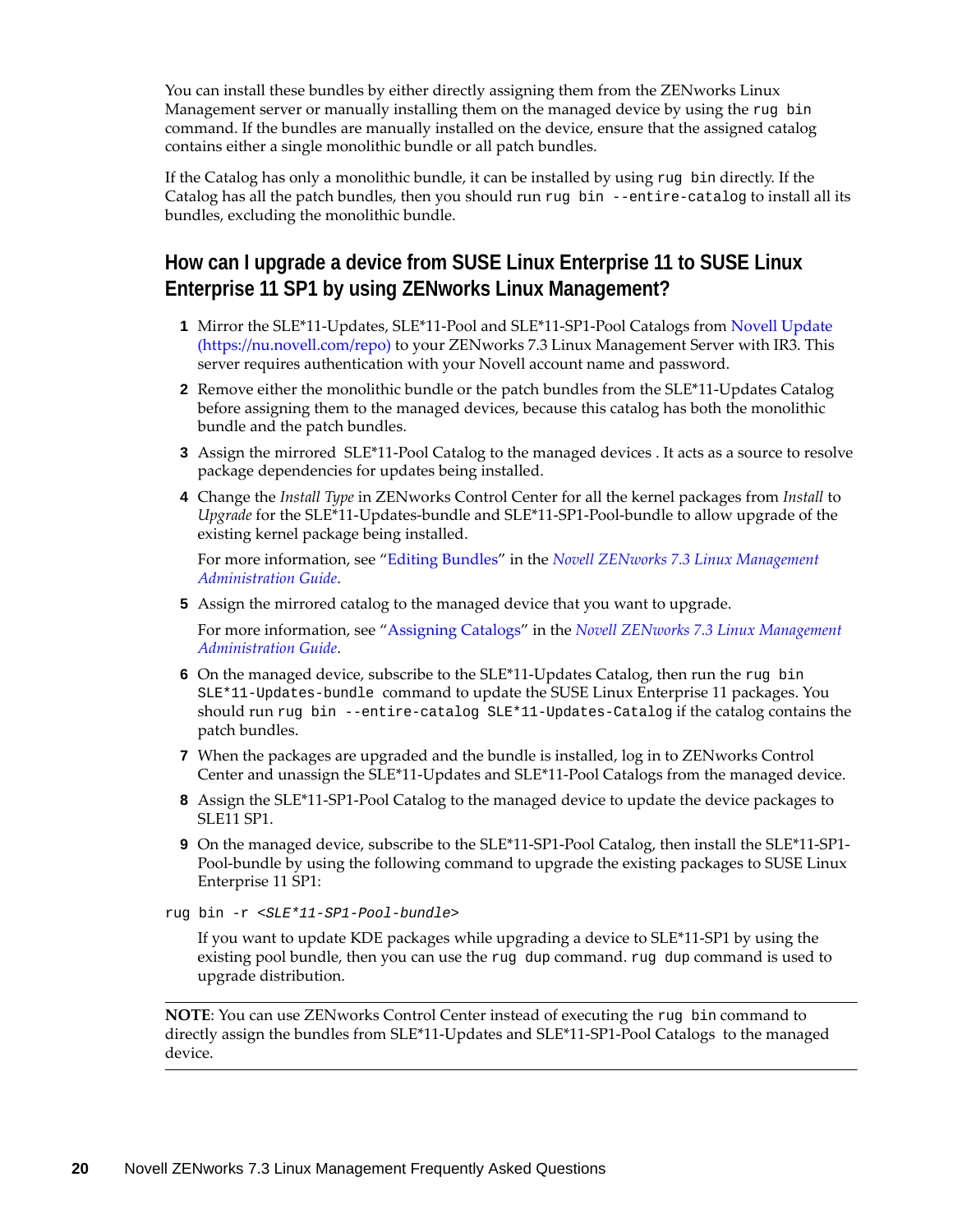You can install these bundles by either directly assigning them from the ZENworks Linux Management server or manually installing them on the managed device by using the `rug bin` command. If the bundles are manually installed on the device, ensure that the assigned catalog contains either a single monolithic bundle or all patch bundles.

If the Catalog has only a monolithic bundle, it can be installed by using `rug bin` directly. If the Catalog has all the patch bundles, then you should run `rug bin --entire-catalog` to install all its bundles, excluding the monolithic bundle.

## How can I upgrade a device from SUSE Linux Enterprise 11 to SUSE Linux Enterprise 11 SP1 by using ZENworks Linux Management?

1. Mirror the SLE*11-Updates, SLE*11-Pool and SLE*11-SP1-Pool Catalogs from Novell Update (https://nu.novell.com/repo) to your ZENworks 7.3 Linux Management Server with IR3. This server requires authentication with your Novell account name and password.
2. Remove either the monolithic bundle or the patch bundles from the SLE*11-Updates Catalog before assigning them to the managed devices, because this catalog has both the monolithic bundle and the patch bundles.
3. Assign the mirrored SLE*11-Pool Catalog to the managed devices . It acts as a source to resolve package dependencies for updates being installed.
4. Change the *Install Type* in ZENworks Control Center for all the kernel packages from *Install* to *Upgrade* for the SLE*11-Updates-bundle and SLE*11-SP1-Pool-bundle to allow upgrade of the existing kernel package being installed.

   For more information, see "Editing Bundles" in the *Novell ZENworks 7.3 Linux Management Administration Guide*.
5. Assign the mirrored catalog to the managed device that you want to upgrade.

   For more information, see "Assigning Catalogs" in the *Novell ZENworks 7.3 Linux Management Administration Guide*.
6. On the managed device, subscribe to the SLE*11-Updates Catalog, then run the `rug bin SLE*11-Updates-bundle` command to update the SUSE Linux Enterprise 11 packages. You should run `rug bin --entire-catalog SLE*11-Updates-Catalog` if the catalog contains the patch bundles.
7. When the packages are upgraded and the bundle is installed, log in to ZENworks Control Center and unassign the SLE*11-Updates and SLE*11-Pool Catalogs from the managed device.
8. Assign the SLE*11-SP1-Pool Catalog to the managed device to update the device packages to SLE11 SP1.
9. On the managed device, subscribe to the SLE*11-SP1-Pool Catalog, then install the SLE*11-SP1-Pool-bundle by using the following command to upgrade the existing packages to SUSE Linux Enterprise 11 SP1:

```
rug bin -r <SLE*11-SP1-Pool-bundle>
```

   If you want to update KDE packages while upgrading a device to SLE*11-SP1 by using the existing pool bundle, then you can use the `rug dup` command. `rug dup` command is used to upgrade distribution.

---

**NOTE**: You can use ZENworks Control Center instead of executing the `rug bin` command to directly assign the bundles from SLE*11-Updates and SLE*11-SP1-Pool Catalogs to the managed device.

---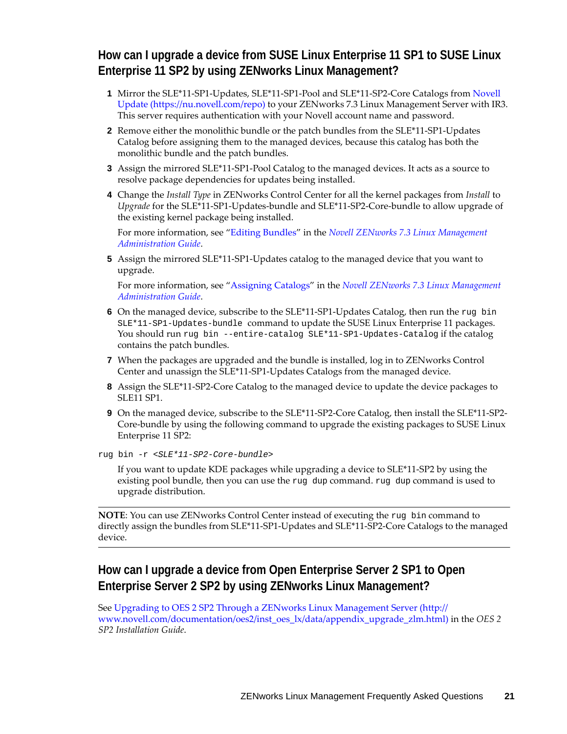## How can I upgrade a device from SUSE Linux Enterprise 11 SP1 to SUSE Linux Enterprise 11 SP2 by using ZENworks Linux Management?

1. Mirror the SLE*11-SP1-Updates, SLE*11-SP1-Pool and SLE*11-SP2-Core Catalogs from Novell Update (https://nu.novell.com/repo) to your ZENworks 7.3 Linux Management Server with IR3. This server requires authentication with your Novell account name and password.
2. Remove either the monolithic bundle or the patch bundles from the SLE*11-SP1-Updates Catalog before assigning them to the managed devices, because this catalog has both the monolithic bundle and the patch bundles.
3. Assign the mirrored SLE*11-SP1-Pool Catalog to the managed devices. It acts as a source to resolve package dependencies for updates being installed.
4. Change the *Install Type* in ZENworks Control Center for all the kernel packages from *Install* to *Upgrade* for the SLE*11-SP1-Updates-bundle and SLE*11-SP2-Core-bundle to allow upgrade of the existing kernel package being installed.

   For more information, see "Editing Bundles" in the *Novell ZENworks 7.3 Linux Management Administration Guide*.
5. Assign the mirrored SLE*11-SP1-Updates catalog to the managed device that you want to upgrade.

   For more information, see "Assigning Catalogs" in the *Novell ZENworks 7.3 Linux Management Administration Guide*.
6. On the managed device, subscribe to the SLE*11-SP1-Updates Catalog, then run the `rug bin SLE*11-SP1-Updates-bundle` command to update the SUSE Linux Enterprise 11 packages. You should run `rug bin --entire-catalog SLE*11-SP1-Updates-Catalog` if the catalog contains the patch bundles.
7. When the packages are upgraded and the bundle is installed, log in to ZENworks Control Center and unassign the SLE*11-SP1-Updates Catalogs from the managed device.
8. Assign the SLE*11-SP2-Core Catalog to the managed device to update the device packages to SLE11 SP1.
9. On the managed device, subscribe to the SLE*11-SP2-Core Catalog, then install the SLE*11-SP2-Core-bundle by using the following command to upgrade the existing packages to SUSE Linux Enterprise 11 SP2:

```
rug bin -r <SLE*11-SP2-Core-bundle>
```

   If you want to update KDE packages while upgrading a device to SLE*11-SP2 by using the existing pool bundle, then you can use the `rug dup` command. `rug dup` command is used to upgrade distribution.

---

**NOTE**: You can use ZENworks Control Center instead of executing the `rug bin` command to directly assign the bundles from SLE*11-SP1-Updates and SLE*11-SP2-Core Catalogs to the managed device.

---

## How can I upgrade a device from Open Enterprise Server 2 SP1 to Open Enterprise Server 2 SP2 by using ZENworks Linux Management?

See Upgrading to OES 2 SP2 Through a ZENworks Linux Management Server (http://www.novell.com/documentation/oes2/inst_oes_lx/data/appendix_upgrade_zlm.html) in the *OES 2 SP2 Installation Guide*.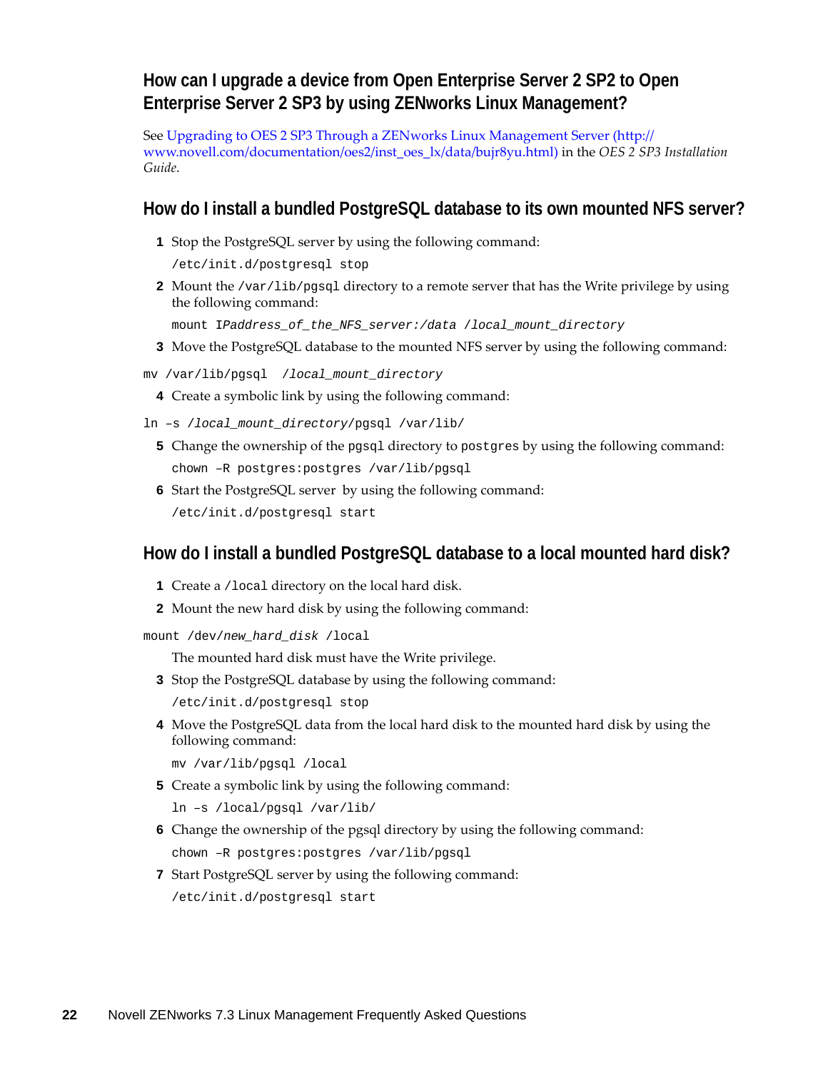## How can I upgrade a device from Open Enterprise Server 2 SP2 to Open Enterprise Server 2 SP3 by using ZENworks Linux Management?

See [Upgrading to OES 2 SP3 Through a ZENworks Linux Management Server (http://www.novell.com/documentation/oes2/inst_oes_lx/data/bujr8yu.html)](http://www.novell.com/documentation/oes2/inst_oes_lx/data/bujr8yu.html) in the *OES 2 SP3 Installation Guide*.

## How do I install a bundled PostgreSQL database to its own mounted NFS server?

1. Stop the PostgreSQL server by using the following command:

   ```
   /etc/init.d/postgresql stop
   ```

2. Mount the `/var/lib/pgsql` directory to a remote server that has the Write privilege by using the following command:

   ```
   mount IPaddress_of_the_NFS_server:/data /local_mount_directory
   ```

3. Move the PostgreSQL database to the mounted NFS server by using the following command:

```
mv /var/lib/pgsql  /local_mount_directory
```

4. Create a symbolic link by using the following command:

```
ln –s /local_mount_directory/pgsql /var/lib/
```

5. Change the ownership of the `pgsql` directory to `postgres` by using the following command:

   ```
   chown –R postgres:postgres /var/lib/pgsql
   ```

6. Start the PostgreSQL server by using the following command:

   ```
   /etc/init.d/postgresql start
   ```

## How do I install a bundled PostgreSQL database to a local mounted hard disk?

1. Create a `/local` directory on the local hard disk.
2. Mount the new hard disk by using the following command:

```
mount /dev/new_hard_disk /local
```

   The mounted hard disk must have the Write privilege.

3. Stop the PostgreSQL database by using the following command:

   ```
   /etc/init.d/postgresql stop
   ```

4. Move the PostgreSQL data from the local hard disk to the mounted hard disk by using the following command:

   ```
   mv /var/lib/pgsql /local
   ```

5. Create a symbolic link by using the following command:

   ```
   ln –s /local/pgsql /var/lib/
   ```

6. Change the ownership of the pgsql directory by using the following command:

   ```
   chown –R postgres:postgres /var/lib/pgsql
   ```

7. Start PostgreSQL server by using the following command:

   ```
   /etc/init.d/postgresql start
   ```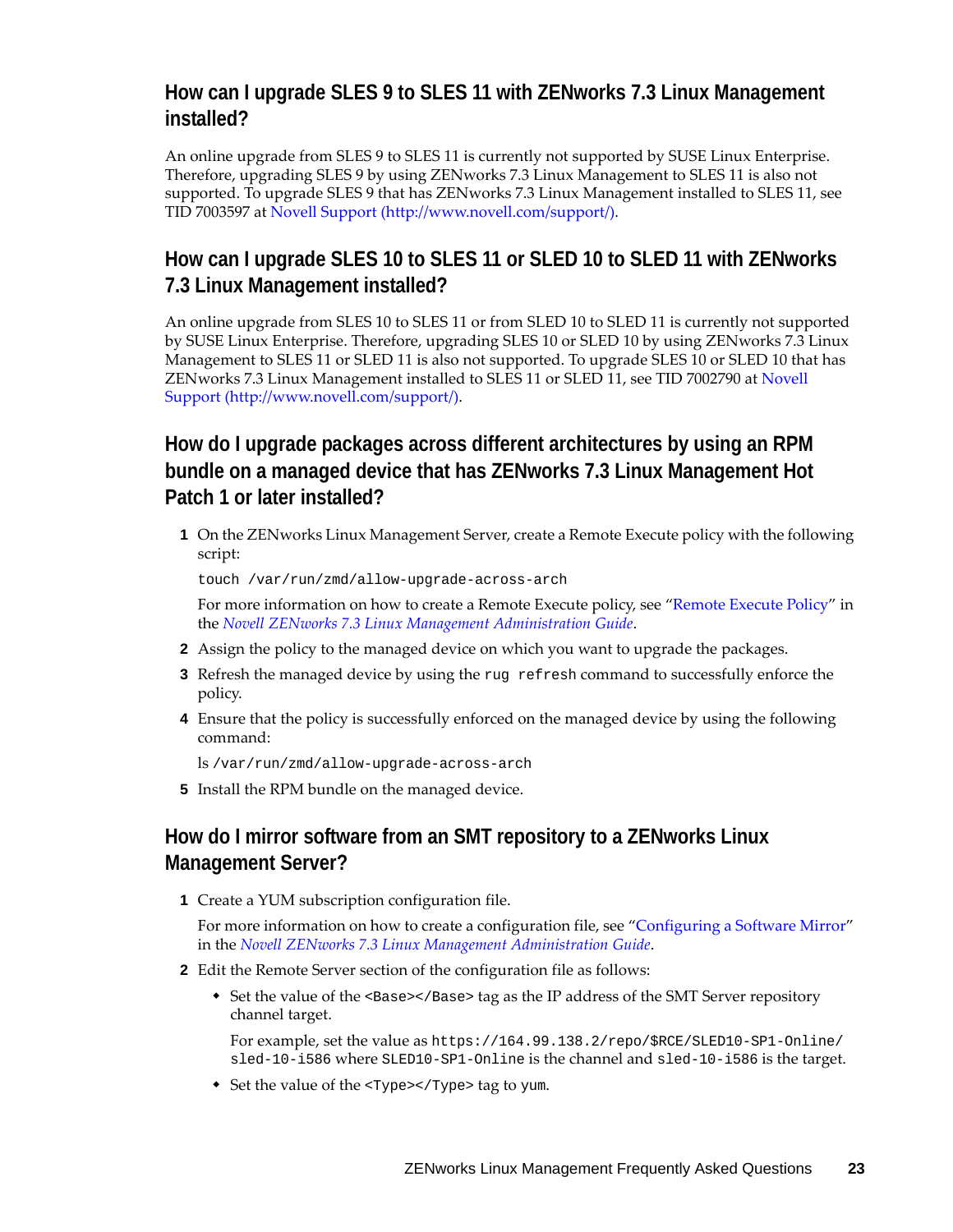## How can I upgrade SLES 9 to SLES 11 with ZENworks 7.3 Linux Management installed?

An online upgrade from SLES 9 to SLES 11 is currently not supported by SUSE Linux Enterprise. Therefore, upgrading SLES 9 by using ZENworks 7.3 Linux Management to SLES 11 is also not supported. To upgrade SLES 9 that has ZENworks 7.3 Linux Management installed to SLES 11, see TID 7003597 at Novell Support (http://www.novell.com/support/).

## How can I upgrade SLES 10 to SLES 11 or SLED 10 to SLED 11 with ZENworks 7.3 Linux Management installed?

An online upgrade from SLES 10 to SLES 11 or from SLED 10 to SLED 11 is currently not supported by SUSE Linux Enterprise. Therefore, upgrading SLES 10 or SLED 10 by using ZENworks 7.3 Linux Management to SLES 11 or SLED 11 is also not supported. To upgrade SLES 10 or SLED 10 that has ZENworks 7.3 Linux Management installed to SLES 11 or SLED 11, see TID 7002790 at Novell Support (http://www.novell.com/support/).

## How do I upgrade packages across different architectures by using an RPM bundle on a managed device that has ZENworks 7.3 Linux Management Hot Patch 1 or later installed?

1. On the ZENworks Linux Management Server, create a Remote Execute policy with the following script:

   ```
   touch /var/run/zmd/allow-upgrade-across-arch
   ```

   For more information on how to create a Remote Execute policy, see "Remote Execute Policy" in the *Novell ZENworks 7.3 Linux Management Administration Guide*.

2. Assign the policy to the managed device on which you want to upgrade the packages.
3. Refresh the managed device by using the `rug refresh` command to successfully enforce the policy.
4. Ensure that the policy is successfully enforced on the managed device by using the following command:

   ```
   ls /var/run/zmd/allow-upgrade-across-arch
   ```

5. Install the RPM bundle on the managed device.

## How do I mirror software from an SMT repository to a ZENworks Linux Management Server?

1. Create a YUM subscription configuration file.

   For more information on how to create a configuration file, see "Configuring a Software Mirror" in the *Novell ZENworks 7.3 Linux Management Administration Guide*.

2. Edit the Remote Server section of the configuration file as follows:
   - Set the value of the `<Base></Base>` tag as the IP address of the SMT Server repository channel target.

     For example, set the value as `https://164.99.138.2/repo/$RCE/SLED10-SP1-Online/sled-10-i586` where `SLED10-SP1-Online` is the channel and `sled-10-i586` is the target.

   - Set the value of the `<Type></Type>` tag to `yum`.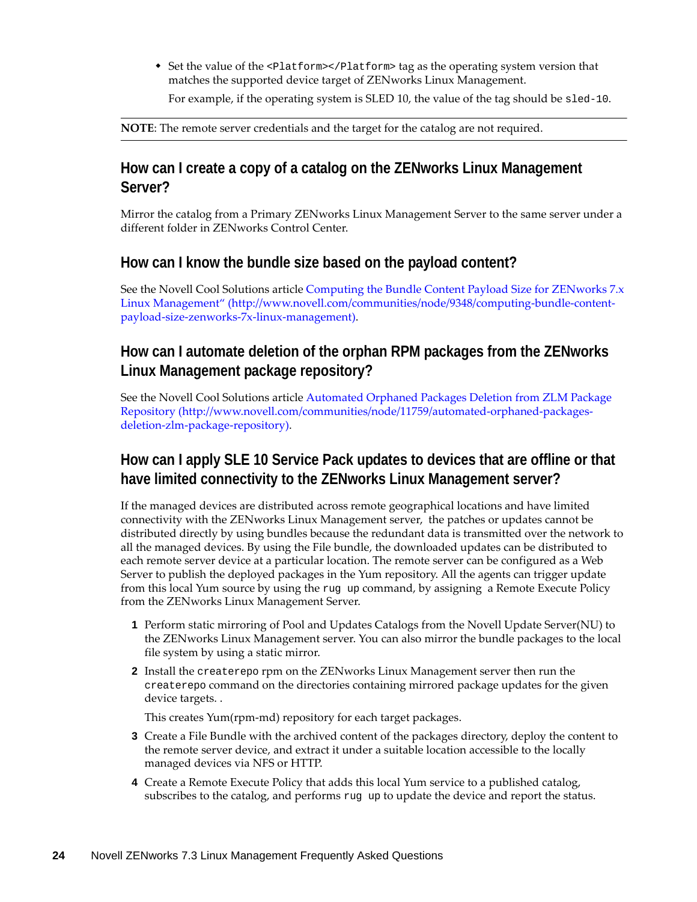- Set the value of the `<Platform></Platform>` tag as the operating system version that matches the supported device target of ZENworks Linux Management.

  For example, if the operating system is SLED 10, the value of the tag should be `sled-10`.

**NOTE**: The remote server credentials and the target for the catalog are not required.

## How can I create a copy of a catalog on the ZENworks Linux Management Server?

Mirror the catalog from a Primary ZENworks Linux Management Server to the same server under a different folder in ZENworks Control Center.

## How can I know the bundle size based on the payload content?

See the Novell Cool Solutions article Computing the Bundle Content Payload Size for ZENworks 7.x Linux Management“ (http://www.novell.com/communities/node/9348/computing-bundle-content-payload-size-zenworks-7x-linux-management).

## How can I automate deletion of the orphan RPM packages from the ZENworks Linux Management package repository?

See the Novell Cool Solutions article Automated Orphaned Packages Deletion from ZLM Package Repository (http://www.novell.com/communities/node/11759/automated-orphaned-packages-deletion-zlm-package-repository).

## How can I apply SLE 10 Service Pack updates to devices that are offline or that have limited connectivity to the ZENworks Linux Management server?

If the managed devices are distributed across remote geographical locations and have limited connectivity with the ZENworks Linux Management server, the patches or updates cannot be distributed directly by using bundles because the redundant data is transmitted over the network to all the managed devices. By using the File bundle, the downloaded updates can be distributed to each remote server device at a particular location. The remote server can be configured as a Web Server to publish the deployed packages in the Yum repository. All the agents can trigger update from this local Yum source by using the `rug up` command, by assigning a Remote Execute Policy from the ZENworks Linux Management Server.

1. Perform static mirroring of Pool and Updates Catalogs from the Novell Update Server(NU) to the ZENworks Linux Management server. You can also mirror the bundle packages to the local file system by using a static mirror.
2. Install the `createrepo` rpm on the ZENworks Linux Management server then run the `createrepo` command on the directories containing mirrored package updates for the given device targets. .

   This creates Yum(rpm-md) repository for each target packages.
3. Create a File Bundle with the archived content of the packages directory, deploy the content to the remote server device, and extract it under a suitable location accessible to the locally managed devices via NFS or HTTP.
4. Create a Remote Execute Policy that adds this local Yum service to a published catalog, subscribes to the catalog, and performs `rug up` to update the device and report the status.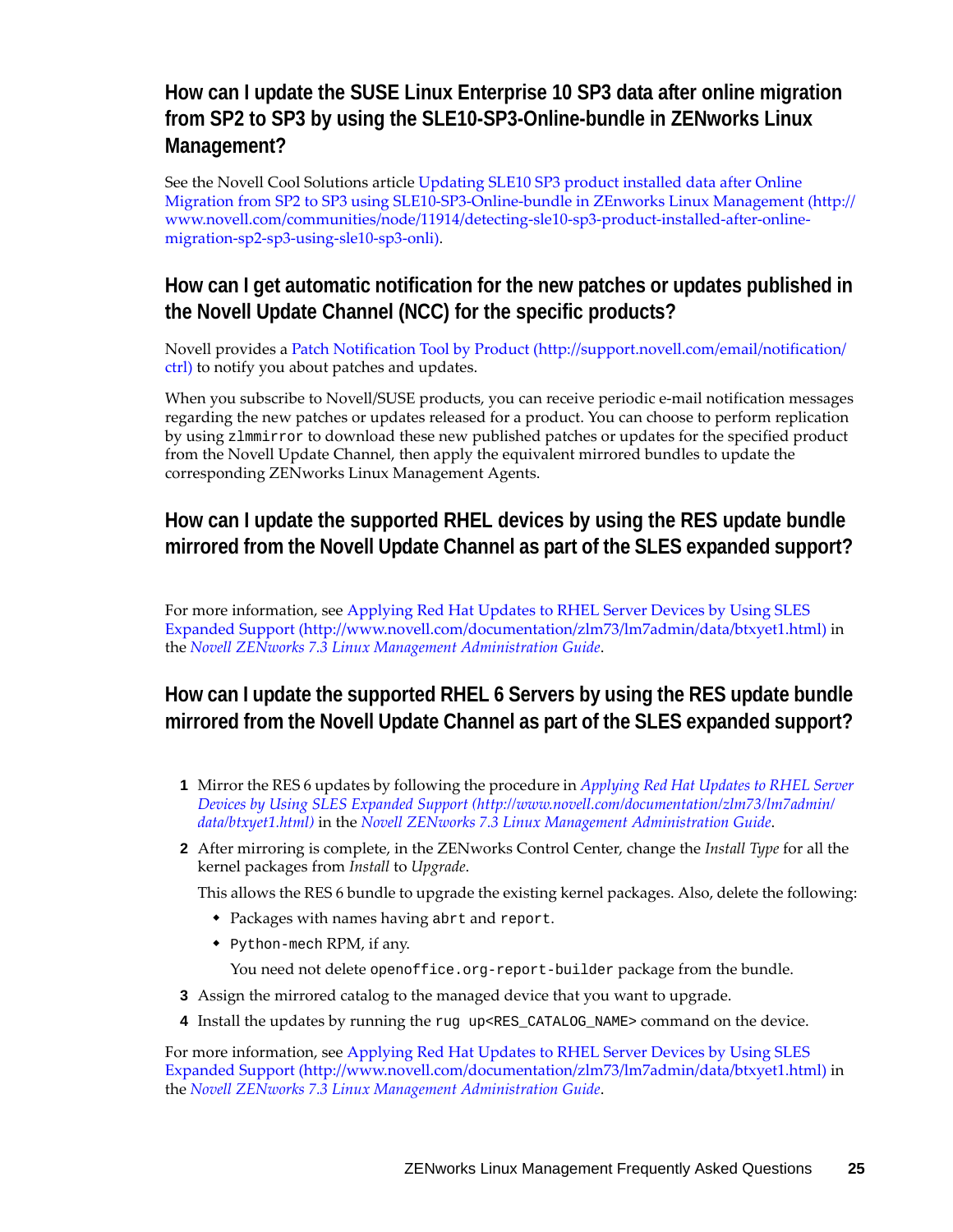## How can I update the SUSE Linux Enterprise 10 SP3 data after online migration from SP2 to SP3 by using the SLE10-SP3-Online-bundle in ZENworks Linux Management?

See the Novell Cool Solutions article Updating SLE10 SP3 product installed data after Online Migration from SP2 to SP3 using SLE10-SP3-Online-bundle in ZEnworks Linux Management (http://www.novell.com/communities/node/11914/detecting-sle10-sp3-product-installed-after-online-migration-sp2-sp3-using-sle10-sp3-onli).

## How can I get automatic notification for the new patches or updates published in the Novell Update Channel (NCC) for the specific products?

Novell provides a Patch Notification Tool by Product (http://support.novell.com/email/notification/ctrl) to notify you about patches and updates.

When you subscribe to Novell/SUSE products, you can receive periodic e-mail notification messages regarding the new patches or updates released for a product. You can choose to perform replication by using `zlmmirror` to download these new published patches or updates for the specified product from the Novell Update Channel, then apply the equivalent mirrored bundles to update the corresponding ZENworks Linux Management Agents.

## How can I update the supported RHEL devices by using the RES update bundle mirrored from the Novell Update Channel as part of the SLES expanded support?

For more information, see Applying Red Hat Updates to RHEL Server Devices by Using SLES Expanded Support (http://www.novell.com/documentation/zlm73/lm7admin/data/btxyet1.html) in the *Novell ZENworks 7.3 Linux Management Administration Guide*.

## How can I update the supported RHEL 6 Servers by using the RES update bundle mirrored from the Novell Update Channel as part of the SLES expanded support?

1. Mirror the RES 6 updates by following the procedure in *Applying Red Hat Updates to RHEL Server Devices by Using SLES Expanded Support (http://www.novell.com/documentation/zlm73/lm7admin/data/btxyet1.html)* in the *Novell ZENworks 7.3 Linux Management Administration Guide*.
2. After mirroring is complete, in the ZENworks Control Center, change the *Install Type* for all the kernel packages from *Install* to *Upgrade*.

   This allows the RES 6 bundle to upgrade the existing kernel packages. Also, delete the following:

   - Packages with names having `abrt` and `report`.
   - `Python-mech` RPM, if any.

     You need not delete `openoffice.org-report-builder` package from the bundle.
3. Assign the mirrored catalog to the managed device that you want to upgrade.
4. Install the updates by running the `rug up<RES_CATALOG_NAME>` command on the device.

For more information, see Applying Red Hat Updates to RHEL Server Devices by Using SLES Expanded Support (http://www.novell.com/documentation/zlm73/lm7admin/data/btxyet1.html) in the *Novell ZENworks 7.3 Linux Management Administration Guide*.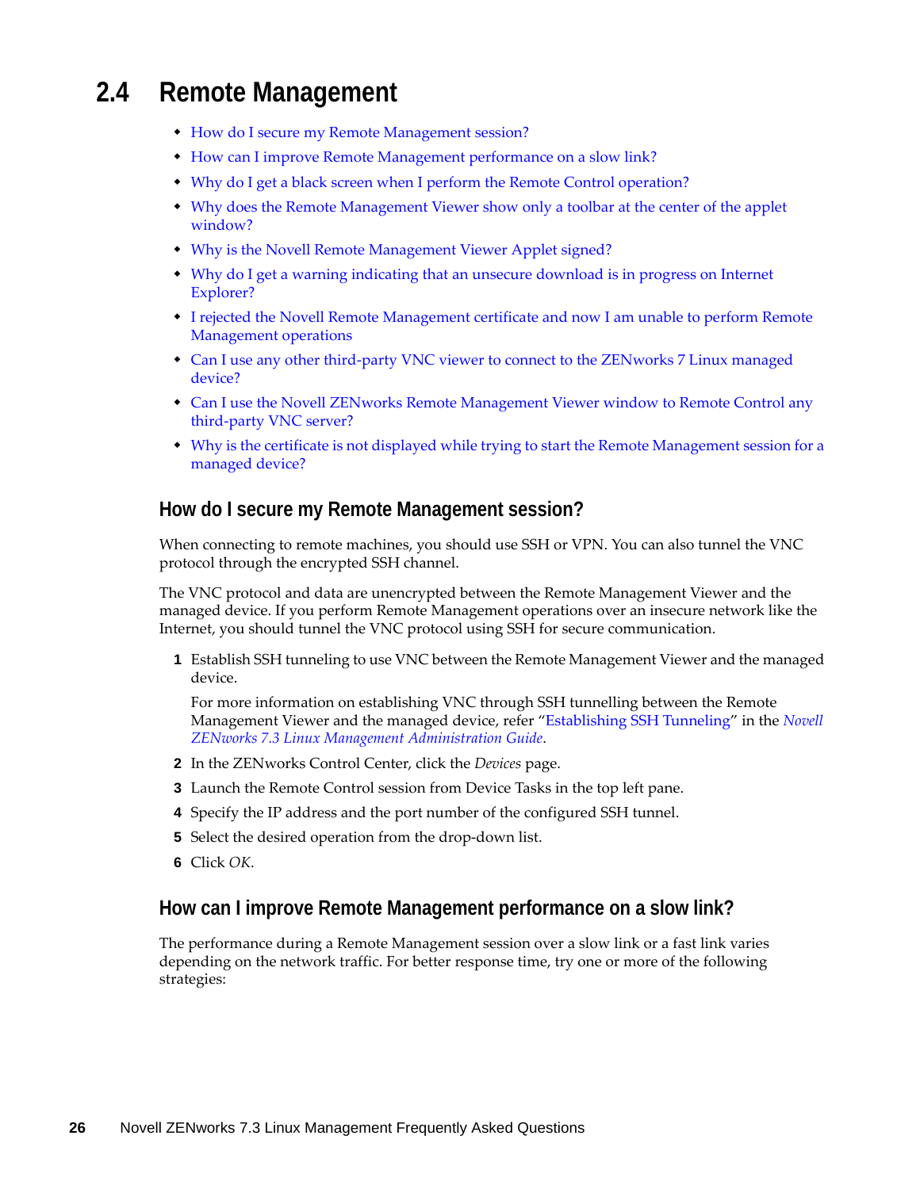## 2.4 Remote Management

- How do I secure my Remote Management session?
- How can I improve Remote Management performance on a slow link?
- Why do I get a black screen when I perform the Remote Control operation?
- Why does the Remote Management Viewer show only a toolbar at the center of the applet window?
- Why is the Novell Remote Management Viewer Applet signed?
- Why do I get a warning indicating that an unsecure download is in progress on Internet Explorer?
- I rejected the Novell Remote Management certificate and now I am unable to perform Remote Management operations
- Can I use any other third-party VNC viewer to connect to the ZENworks 7 Linux managed device?
- Can I use the Novell ZENworks Remote Management Viewer window to Remote Control any third-party VNC server?
- Why is the certificate is not displayed while trying to start the Remote Management session for a managed device?

### How do I secure my Remote Management session?

When connecting to remote machines, you should use SSH or VPN. You can also tunnel the VNC protocol through the encrypted SSH channel.

The VNC protocol and data are unencrypted between the Remote Management Viewer and the managed device. If you perform Remote Management operations over an insecure network like the Internet, you should tunnel the VNC protocol using SSH for secure communication.

1. Establish SSH tunneling to use VNC between the Remote Management Viewer and the managed device.

   For more information on establishing VNC through SSH tunnelling between the Remote Management Viewer and the managed device, refer "Establishing SSH Tunneling" in the *Novell ZENworks 7.3 Linux Management Administration Guide*.
2. In the ZENworks Control Center, click the *Devices* page.
3. Launch the Remote Control session from Device Tasks in the top left pane.
4. Specify the IP address and the port number of the configured SSH tunnel.
5. Select the desired operation from the drop-down list.
6. Click *OK*.

### How can I improve Remote Management performance on a slow link?

The performance during a Remote Management session over a slow link or a fast link varies depending on the network traffic. For better response time, try one or more of the following strategies: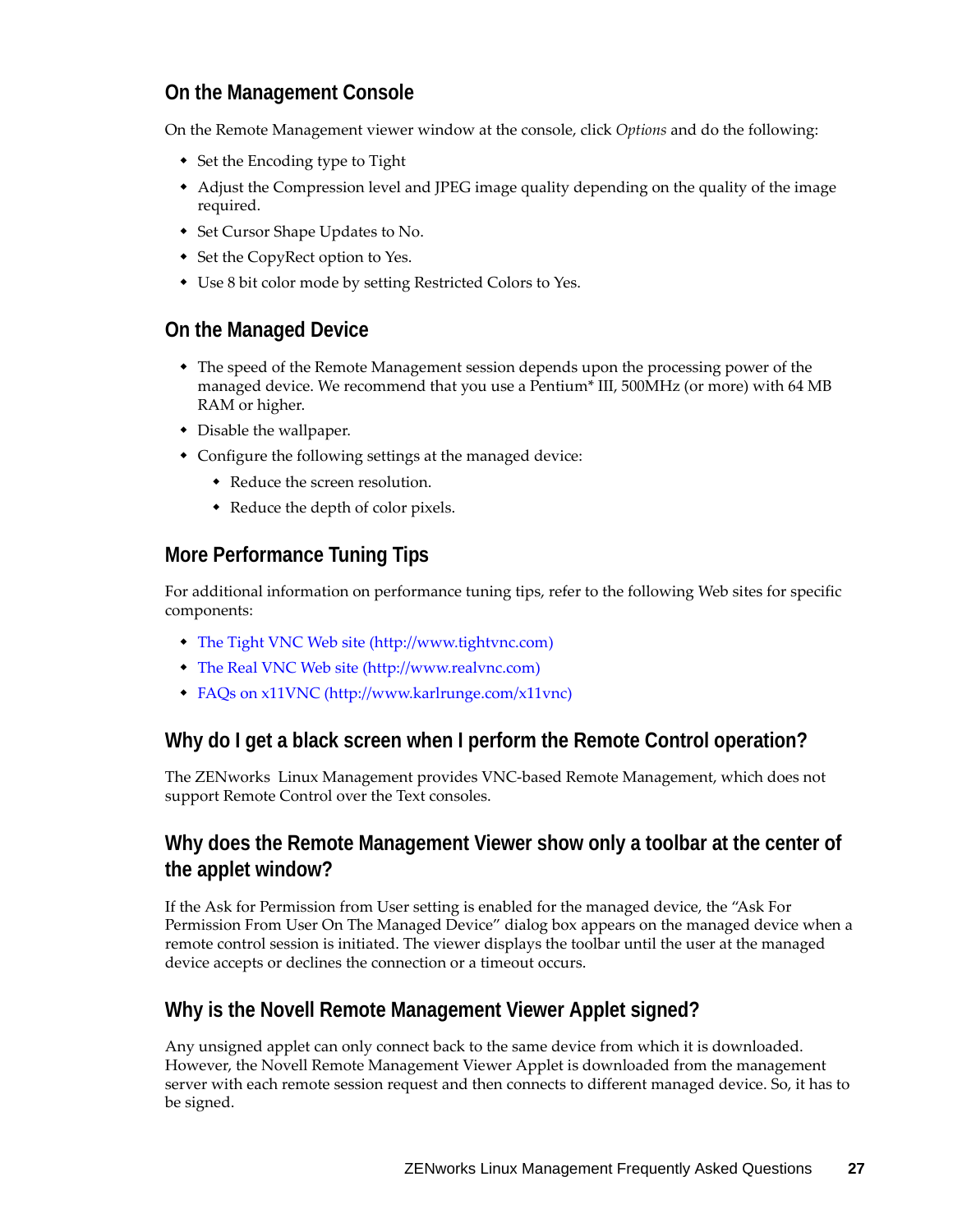### On the Management Console

On the Remote Management viewer window at the console, click *Options* and do the following:

- Set the Encoding type to Tight
- Adjust the Compression level and JPEG image quality depending on the quality of the image required.
- Set Cursor Shape Updates to No.
- Set the CopyRect option to Yes.
- Use 8 bit color mode by setting Restricted Colors to Yes.

### On the Managed Device

- The speed of the Remote Management session depends upon the processing power of the managed device. We recommend that you use a Pentium* III, 500MHz (or more) with 64 MB RAM or higher.
- Disable the wallpaper.
- Configure the following settings at the managed device:
  - Reduce the screen resolution.
  - Reduce the depth of color pixels.

### More Performance Tuning Tips

For additional information on performance tuning tips, refer to the following Web sites for specific components:

- [The Tight VNC Web site (http://www.tightvnc.com)](http://www.tightvnc.com)
- [The Real VNC Web site (http://www.realvnc.com)](http://www.realvnc.com)
- [FAQs on x11VNC (http://www.karlrunge.com/x11vnc)](http://www.karlrunge.com/x11vnc)

## Why do I get a black screen when I perform the Remote Control operation?

The ZENworks Linux Management provides VNC-based Remote Management, which does not support Remote Control over the Text consoles.

## Why does the Remote Management Viewer show only a toolbar at the center of the applet window?

If the Ask for Permission from User setting is enabled for the managed device, the "Ask For Permission From User On The Managed Device" dialog box appears on the managed device when a remote control session is initiated. The viewer displays the toolbar until the user at the managed device accepts or declines the connection or a timeout occurs.

## Why is the Novell Remote Management Viewer Applet signed?

Any unsigned applet can only connect back to the same device from which it is downloaded. However, the Novell Remote Management Viewer Applet is downloaded from the management server with each remote session request and then connects to different managed device. So, it has to be signed.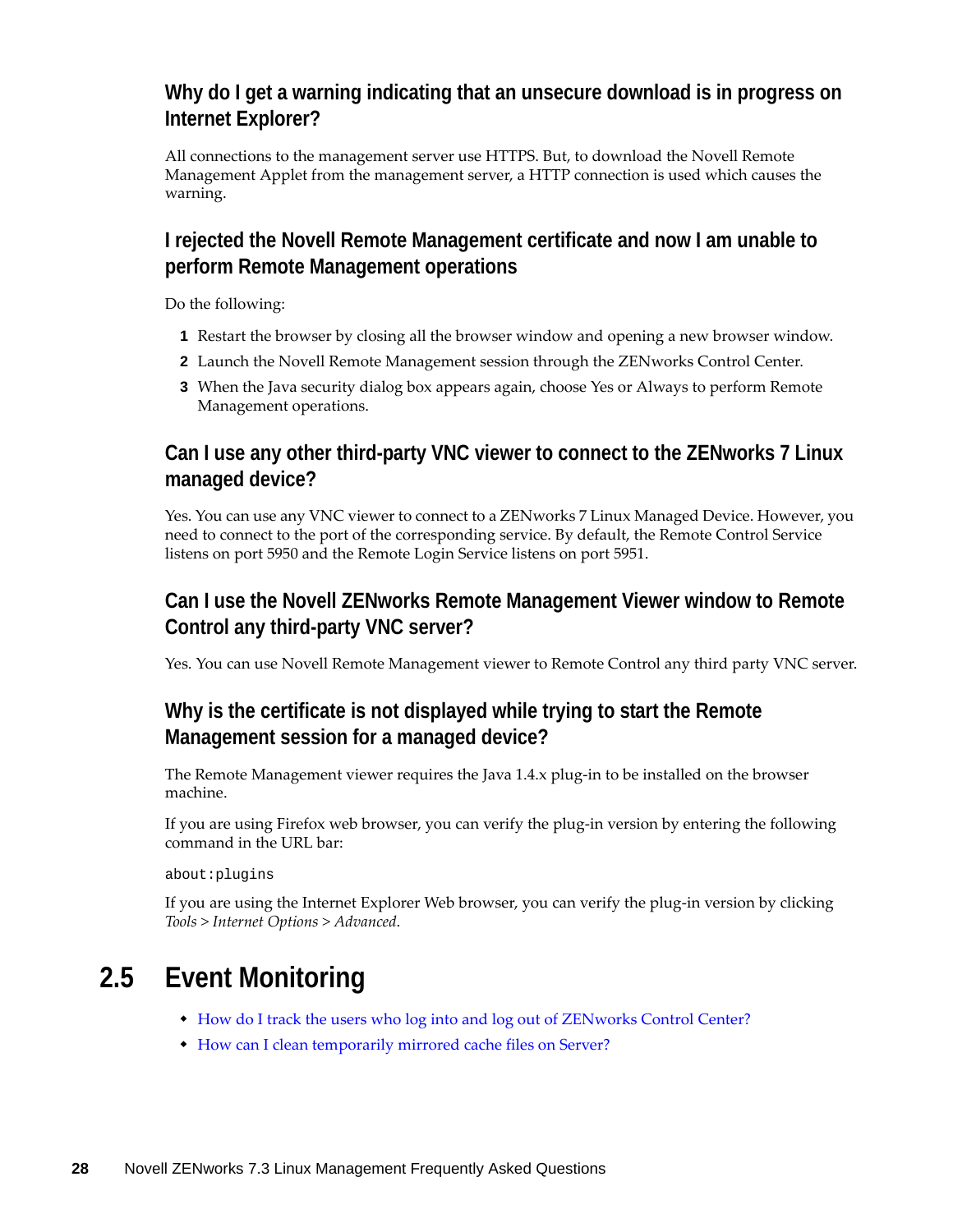### Why do I get a warning indicating that an unsecure download is in progress on Internet Explorer?

All connections to the management server use HTTPS. But, to download the Novell Remote Management Applet from the management server, a HTTP connection is used which causes the warning.

### I rejected the Novell Remote Management certificate and now I am unable to perform Remote Management operations

Do the following:

1. Restart the browser by closing all the browser window and opening a new browser window.
2. Launch the Novell Remote Management session through the ZENworks Control Center.
3. When the Java security dialog box appears again, choose Yes or Always to perform Remote Management operations.

### Can I use any other third-party VNC viewer to connect to the ZENworks 7 Linux managed device?

Yes. You can use any VNC viewer to connect to a ZENworks 7 Linux Managed Device. However, you need to connect to the port of the corresponding service. By default, the Remote Control Service listens on port 5950 and the Remote Login Service listens on port 5951.

### Can I use the Novell ZENworks Remote Management Viewer window to Remote Control any third-party VNC server?

Yes. You can use Novell Remote Management viewer to Remote Control any third party VNC server.

### Why is the certificate is not displayed while trying to start the Remote Management session for a managed device?

The Remote Management viewer requires the Java 1.4.x plug-in to be installed on the browser machine.

If you are using Firefox web browser, you can verify the plug-in version by entering the following command in the URL bar:

```
about:plugins
```

If you are using the Internet Explorer Web browser, you can verify the plug-in version by clicking *Tools > Internet Options > Advanced*.

## 2.5 Event Monitoring

- How do I track the users who log into and log out of ZENworks Control Center?
- How can I clean temporarily mirrored cache files on Server?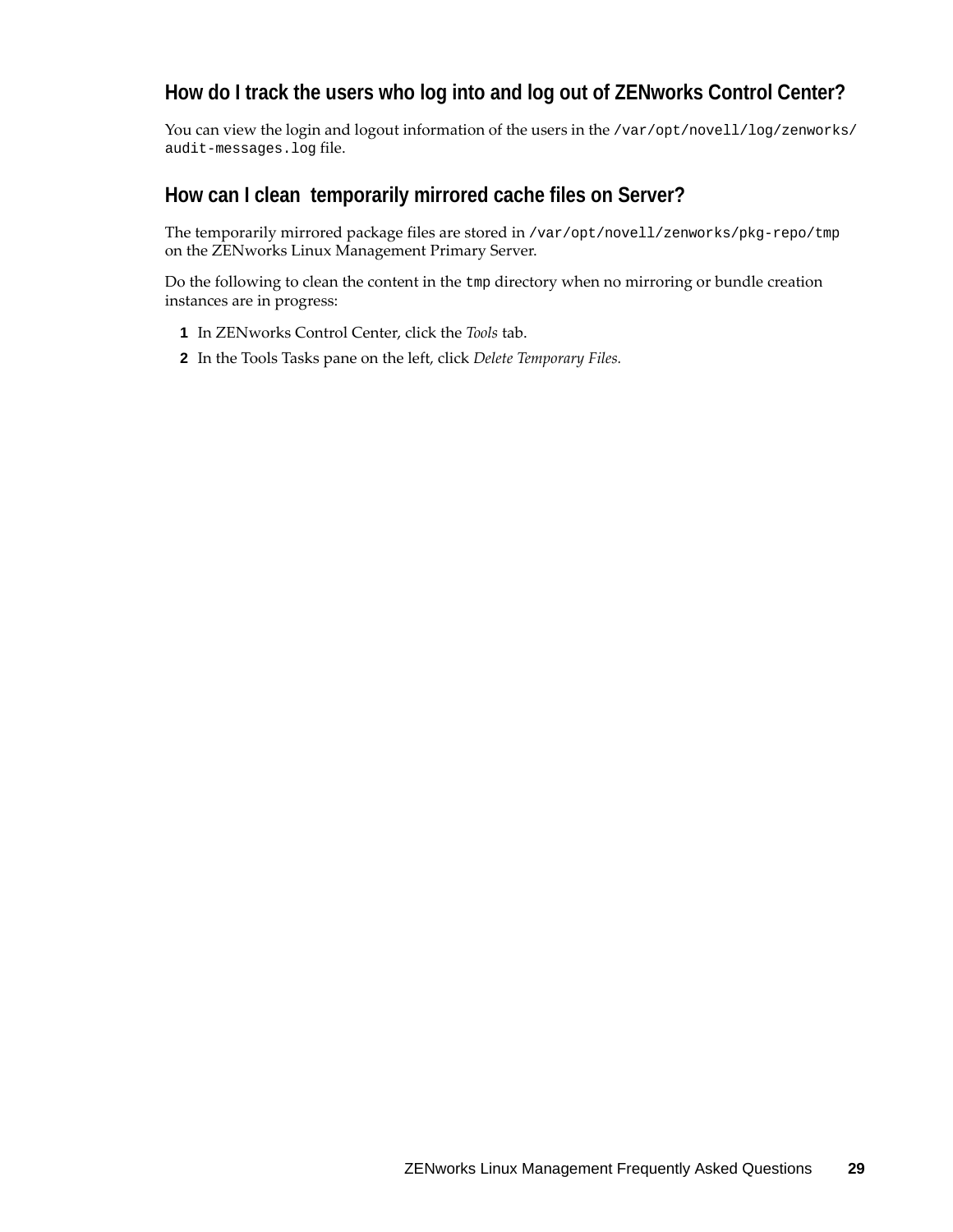### How do I track the users who log into and log out of ZENworks Control Center?

You can view the login and logout information of the users in the `/var/opt/novell/log/zenworks/audit-messages.log` file.

### How can I clean temporarily mirrored cache files on Server?

The temporarily mirrored package files are stored in `/var/opt/novell/zenworks/pkg-repo/tmp` on the ZENworks Linux Management Primary Server.

Do the following to clean the content in the `tmp` directory when no mirroring or bundle creation instances are in progress:

1. In ZENworks Control Center, click the *Tools* tab.
2. In the Tools Tasks pane on the left, click *Delete Temporary Files.*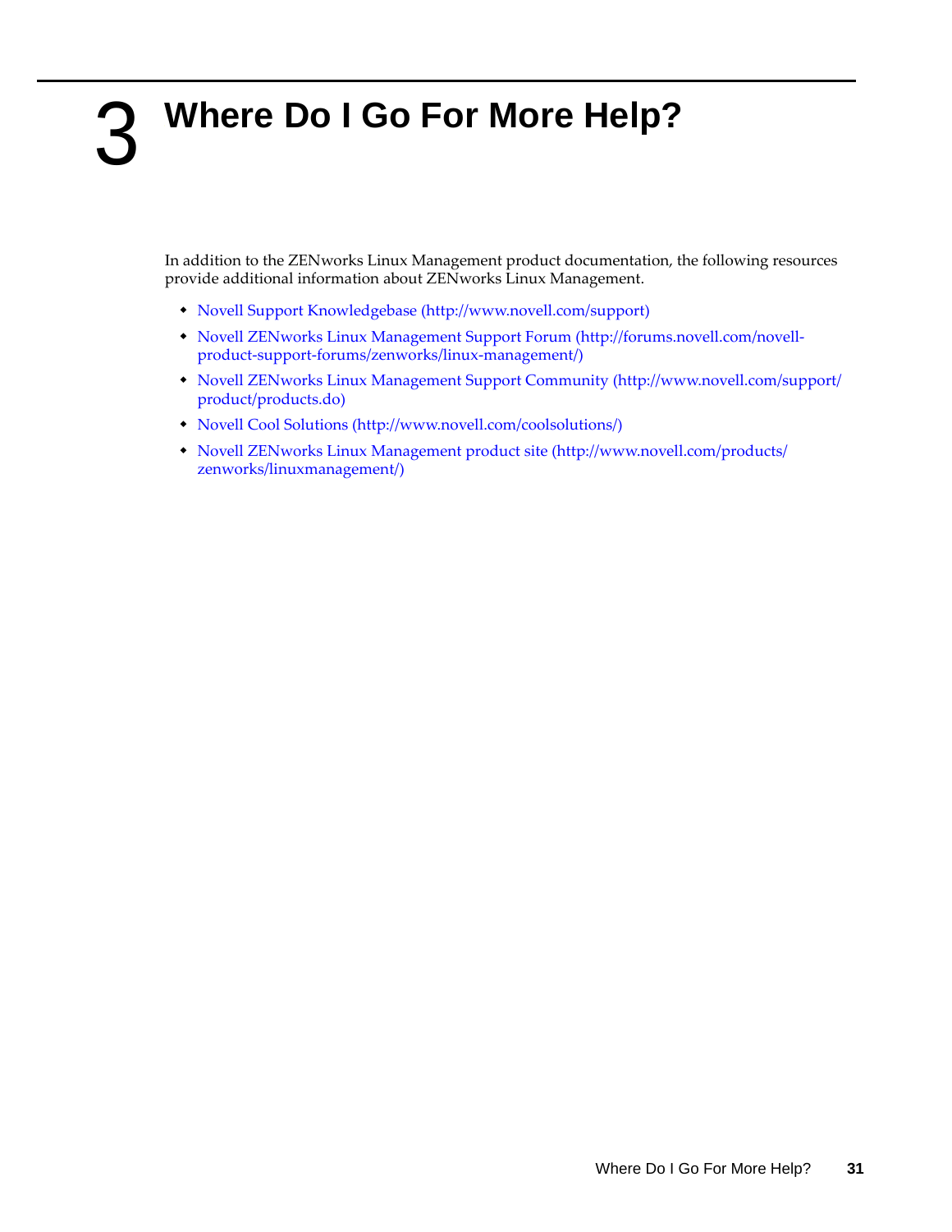# 3 Where Do I Go For More Help?

In addition to the ZENworks Linux Management product documentation, the following resources provide additional information about ZENworks Linux Management.

- Novell Support Knowledgebase (http://www.novell.com/support)
- Novell ZENworks Linux Management Support Forum (http://forums.novell.com/novell-product-support-forums/zenworks/linux-management/)
- Novell ZENworks Linux Management Support Community (http://www.novell.com/support/product/products.do)
- Novell Cool Solutions (http://www.novell.com/coolsolutions/)
- Novell ZENworks Linux Management product site (http://www.novell.com/products/zenworks/linuxmanagement/)